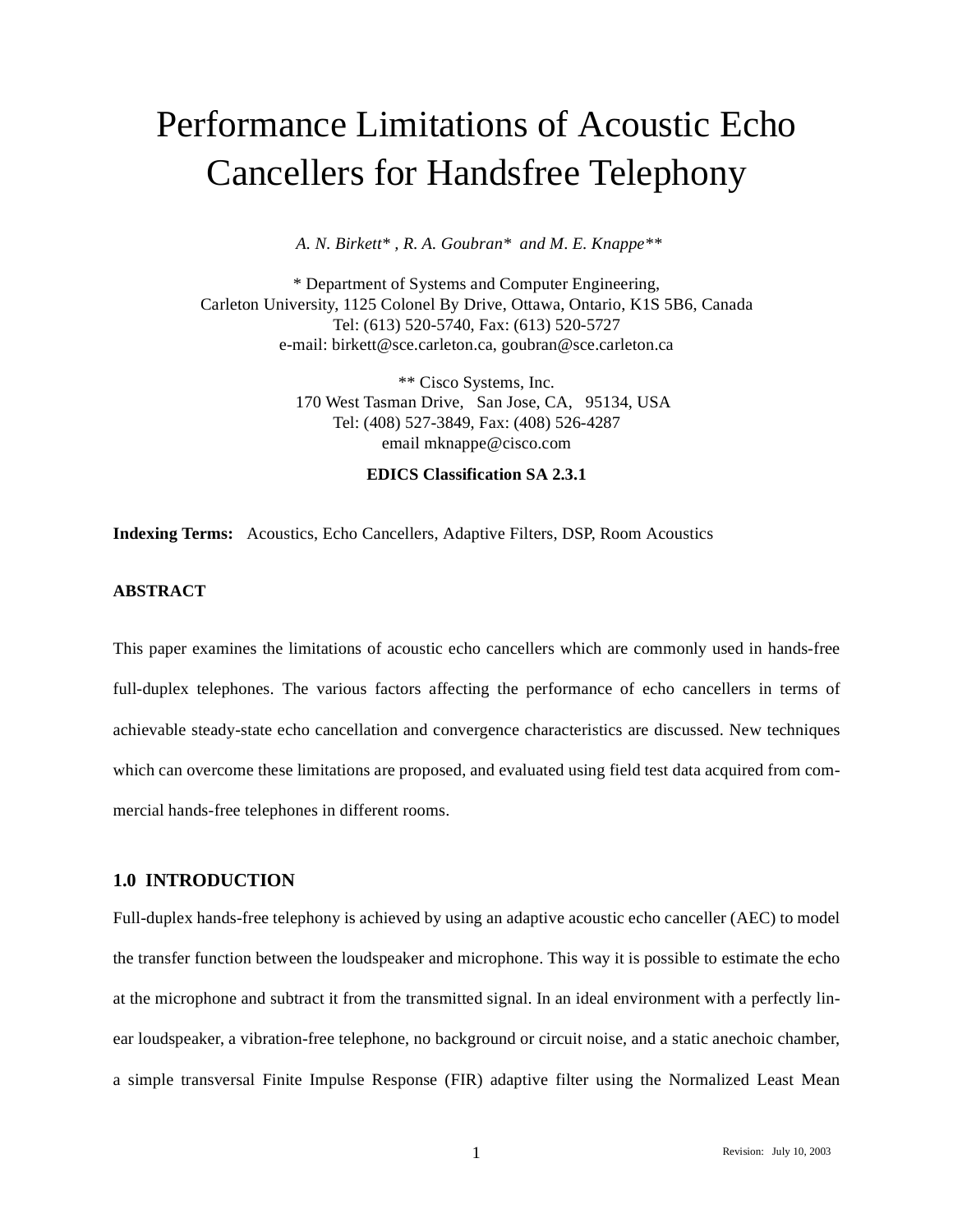# Performance Limitations of Acoustic Echo Cancellers for Handsfree Telephony

*A. N. Birkett\* , R. A. Goubran\* and M. E. Knappe\*\**

\* Department of Systems and Computer Engineering,
Carleton University, 1125 Colonel By Drive, Ottawa, Ontario, K1S 5B6, Canada
Tel: (613) 520-5740, Fax: (613) 520-5727
e-mail: birkett@sce.carleton.ca, goubran@sce.carleton.ca

\*\* Cisco Systems, Inc.
170 West Tasman Drive, San Jose, CA, 95134, USA
Tel: (408) 527-3849, Fax: (408) 526-4287
email mknappe@cisco.com

**EDICS Classification SA 2.3.1**

**Indexing Terms:** Acoustics, Echo Cancellers, Adaptive Filters, DSP, Room Acoustics

### ABSTRACT

This paper examines the limitations of acoustic echo cancellers which are commonly used in hands-free full-duplex telephones. The various factors affecting the performance of echo cancellers in terms of achievable steady-state echo cancellation and convergence characteristics are discussed. New techniques which can overcome these limitations are proposed, and evaluated using field test data acquired from commercial hands-free telephones in different rooms.

## 1.0 INTRODUCTION

Full-duplex hands-free telephony is achieved by using an adaptive acoustic echo canceller (AEC) to model the transfer function between the loudspeaker and microphone. This way it is possible to estimate the echo at the microphone and subtract it from the transmitted signal. In an ideal environment with a perfectly linear loudspeaker, a vibration-free telephone, no background or circuit noise, and a static anechoic chamber, a simple transversal Finite Impulse Response (FIR) adaptive filter using the Normalized Least Mean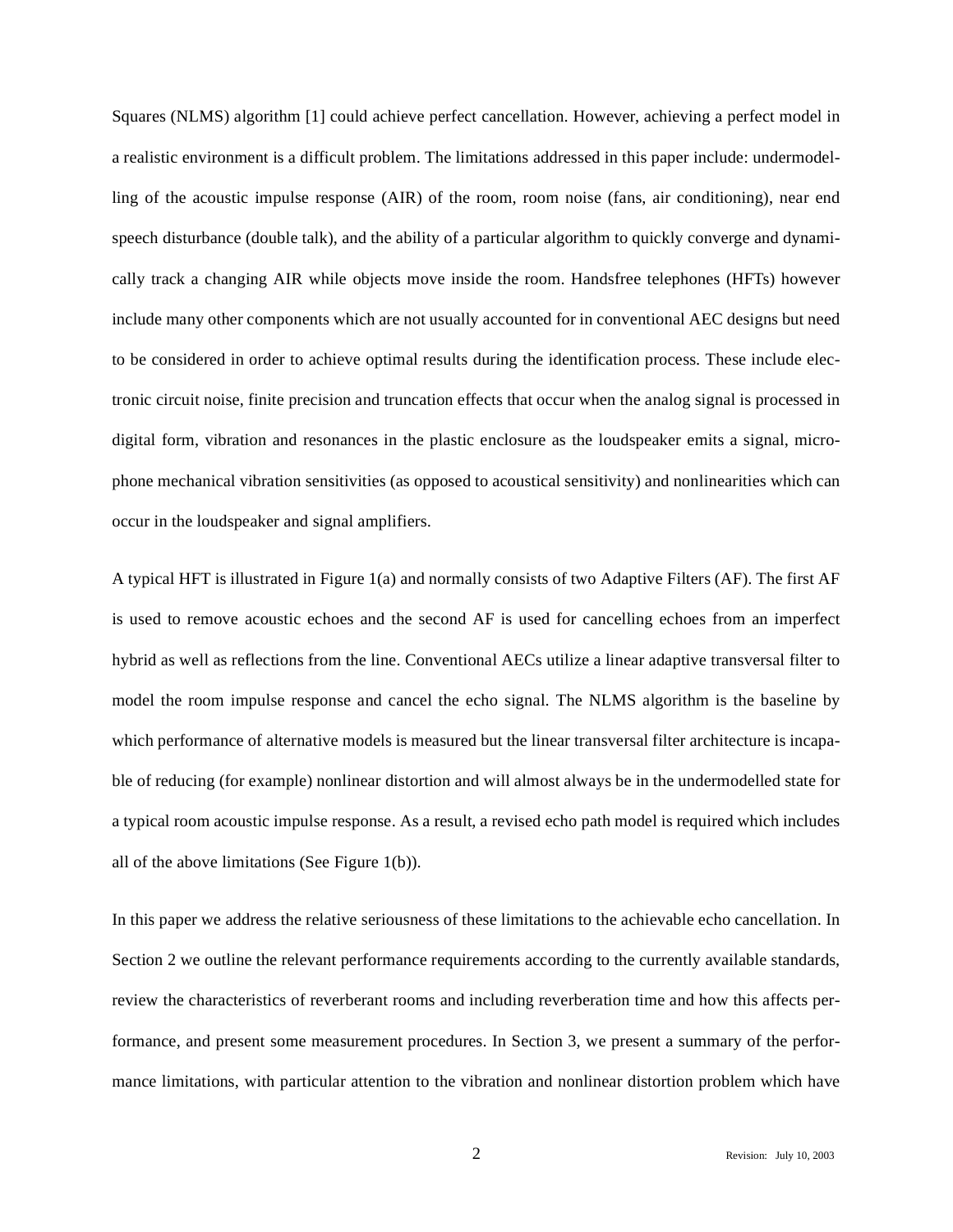Squares (NLMS) algorithm [1] could achieve perfect cancellation. However, achieving a perfect model in a realistic environment is a difficult problem. The limitations addressed in this paper include: undermodelling of the acoustic impulse response (AIR) of the room, room noise (fans, air conditioning), near end speech disturbance (double talk), and the ability of a particular algorithm to quickly converge and dynamically track a changing AIR while objects move inside the room. Handsfree telephones (HFTs) however include many other components which are not usually accounted for in conventional AEC designs but need to be considered in order to achieve optimal results during the identification process. These include electronic circuit noise, finite precision and truncation effects that occur when the analog signal is processed in digital form, vibration and resonances in the plastic enclosure as the loudspeaker emits a signal, microphone mechanical vibration sensitivities (as opposed to acoustical sensitivity) and nonlinearities which can occur in the loudspeaker and signal amplifiers.

A typical HFT is illustrated in Figure 1(a) and normally consists of two Adaptive Filters (AF). The first AF is used to remove acoustic echoes and the second AF is used for cancelling echoes from an imperfect hybrid as well as reflections from the line. Conventional AECs utilize a linear adaptive transversal filter to model the room impulse response and cancel the echo signal. The NLMS algorithm is the baseline by which performance of alternative models is measured but the linear transversal filter architecture is incapable of reducing (for example) nonlinear distortion and will almost always be in the undermodelled state for a typical room acoustic impulse response. As a result, a revised echo path model is required which includes all of the above limitations (See Figure 1(b)).

In this paper we address the relative seriousness of these limitations to the achievable echo cancellation. In Section 2 we outline the relevant performance requirements according to the currently available standards, review the characteristics of reverberant rooms and including reverberation time and how this affects performance, and present some measurement procedures. In Section 3, we present a summary of the performance limitations, with particular attention to the vibration and nonlinear distortion problem which have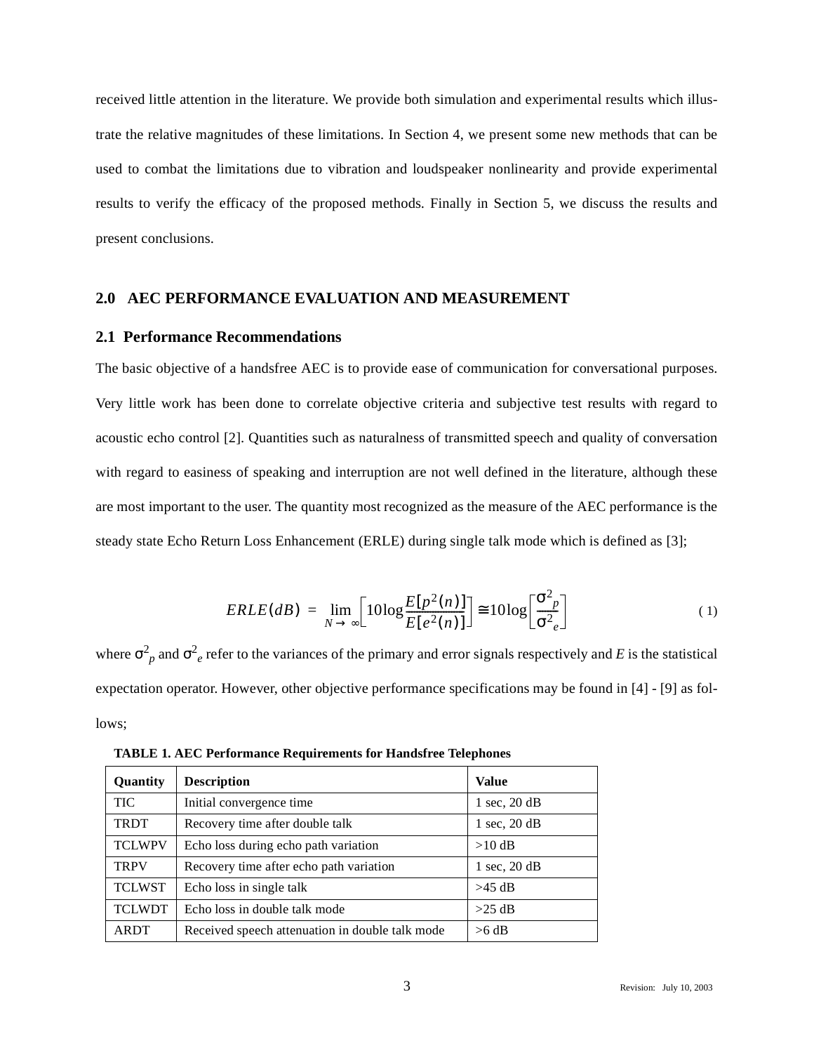received little attention in the literature. We provide both simulation and experimental results which illustrate the relative magnitudes of these limitations. In Section 4, we present some new methods that can be used to combat the limitations due to vibration and loudspeaker nonlinearity and provide experimental results to verify the efficacy of the proposed methods. Finally in Section 5, we discuss the results and present conclusions.

## 2.0 AEC PERFORMANCE EVALUATION AND MEASUREMENT

### 2.1 Performance Recommendations

The basic objective of a handsfree AEC is to provide ease of communication for conversational purposes. Very little work has been done to correlate objective criteria and subjective test results with regard to acoustic echo control [2]. Quantities such as naturalness of transmitted speech and quality of conversation with regard to easiness of speaking and interruption are not well defined in the literature, although these are most important to the user. The quantity most recognized as the measure of the AEC performance is the steady state Echo Return Loss Enhancement (ERLE) during single talk mode which is defined as [3];

$$ERLE(dB) = \lim_{N \to \infty}\left[10\log\frac{E[p^2(n)]}{E[e^2(n)]}\right] \cong 10\log\left[\frac{\sigma^2_p}{\sigma^2_e}\right] \tag{1}$$

where $\sigma^2_p$ and $\sigma^2_e$ refer to the variances of the primary and error signals respectively and $E$ is the statistical expectation operator. However, other objective performance specifications may be found in [4] - [9] as follows;

**TABLE 1. AEC Performance Requirements for Handsfree Telephones**

| Quantity | Description | Value |
|---|---|---|
| TIC | Initial convergence time | 1 sec, 20 dB |
| TRDT | Recovery time after double talk | 1 sec, 20 dB |
| TCLWPV | Echo loss during echo path variation | >10 dB |
| TRPV | Recovery time after echo path variation | 1 sec, 20 dB |
| TCLWST | Echo loss in single talk | >45 dB |
| TCLWDT | Echo loss in double talk mode | >25 dB |
| ARDT | Received speech attenuation in double talk mode | >6 dB |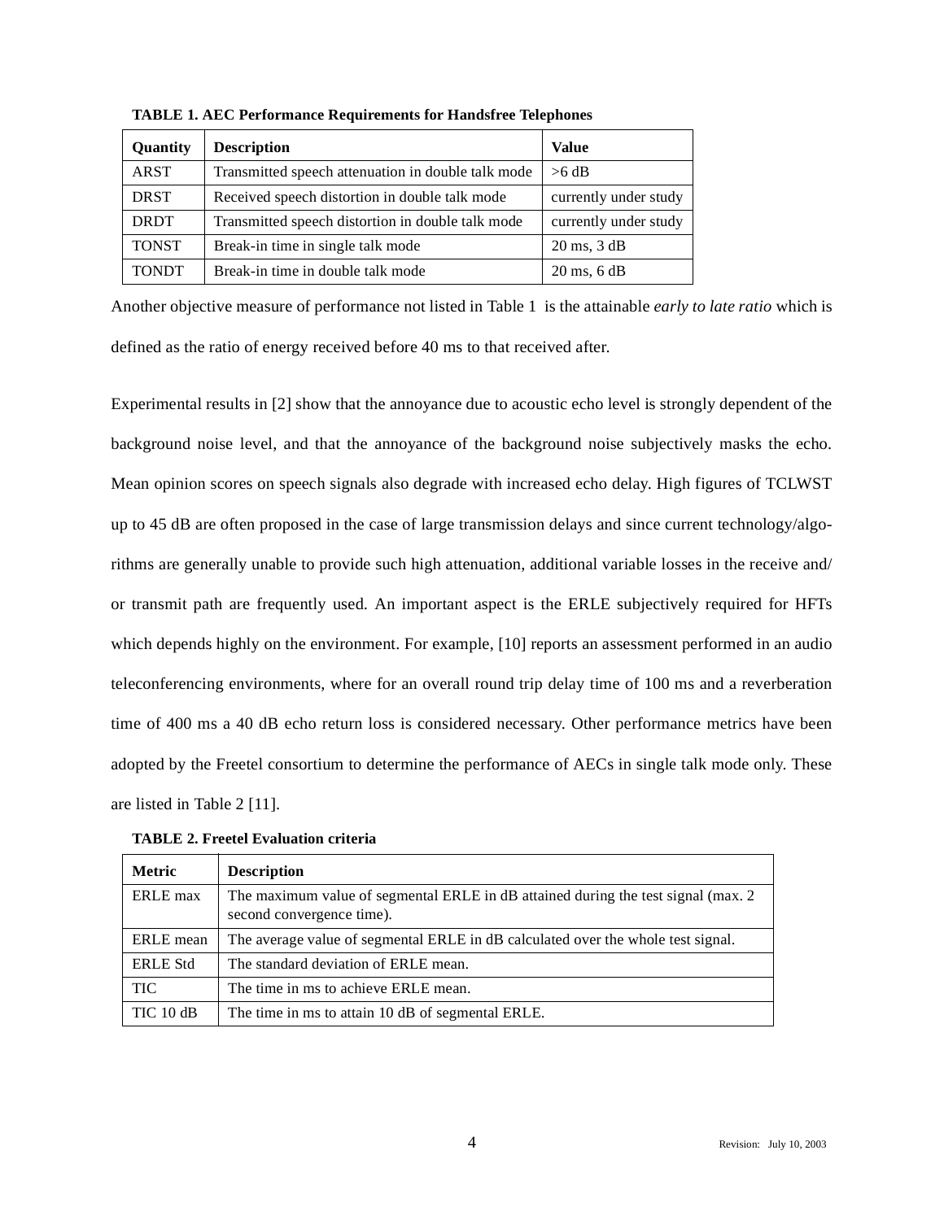**TABLE 1. AEC Performance Requirements for Handsfree Telephones**

| Quantity | Description | Value |
|---|---|---|
| ARST | Transmitted speech attenuation in double talk mode | >6 dB |
| DRST | Received speech distortion in double talk mode | currently under study |
| DRDT | Transmitted speech distortion in double talk mode | currently under study |
| TONST | Break-in time in single talk mode | 20 ms, 3 dB |
| TONDT | Break-in time in double talk mode | 20 ms, 6 dB |

Another objective measure of performance not listed in Table 1 is the attainable *early to late ratio* which is defined as the ratio of energy received before 40 ms to that received after.

Experimental results in [2] show that the annoyance due to acoustic echo level is strongly dependent of the background noise level, and that the annoyance of the background noise subjectively masks the echo. Mean opinion scores on speech signals also degrade with increased echo delay. High figures of TCLWST up to 45 dB are often proposed in the case of large transmission delays and since current technology/algorithms are generally unable to provide such high attenuation, additional variable losses in the receive and/or transmit path are frequently used. An important aspect is the ERLE subjectively required for HFTs which depends highly on the environment. For example, [10] reports an assessment performed in an audio teleconferencing environments, where for an overall round trip delay time of 100 ms and a reverberation time of 400 ms a 40 dB echo return loss is considered necessary. Other performance metrics have been adopted by the Freetel consortium to determine the performance of AECs in single talk mode only. These are listed in Table 2 [11].

**TABLE 2. Freetel Evaluation criteria**

| Metric | Description |
|---|---|
| ERLE max | The maximum value of segmental ERLE in dB attained during the test signal (max. 2 second convergence time). |
| ERLE mean | The average value of segmental ERLE in dB calculated over the whole test signal. |
| ERLE Std | The standard deviation of ERLE mean. |
| TIC | The time in ms to achieve ERLE mean. |
| TIC 10 dB | The time in ms to attain 10 dB of segmental ERLE. |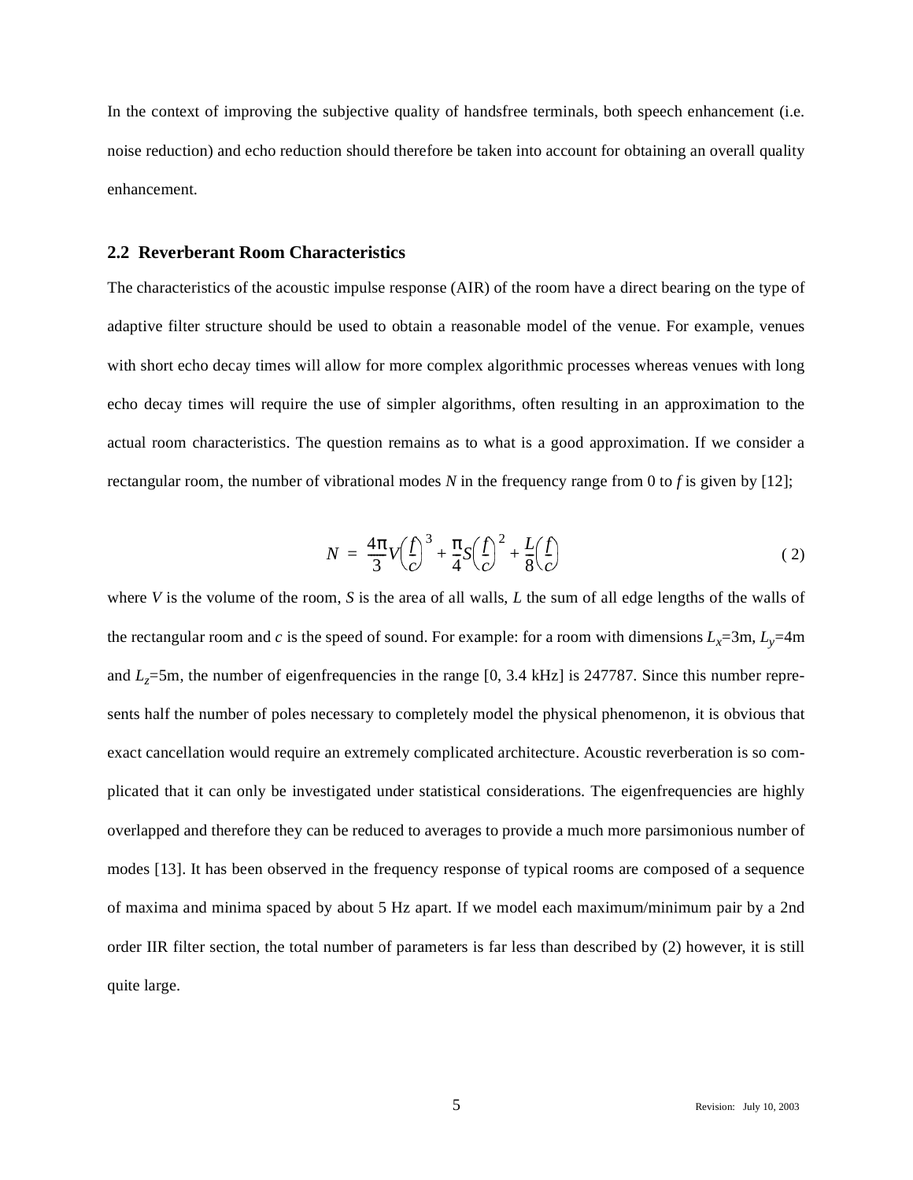In the context of improving the subjective quality of handsfree terminals, both speech enhancement (i.e. noise reduction) and echo reduction should therefore be taken into account for obtaining an overall quality enhancement.

## 2.2 Reverberant Room Characteristics

The characteristics of the acoustic impulse response (AIR) of the room have a direct bearing on the type of adaptive filter structure should be used to obtain a reasonable model of the venue. For example, venues with short echo decay times will allow for more complex algorithmic processes whereas venues with long echo decay times will require the use of simpler algorithms, often resulting in an approximation to the actual room characteristics. The question remains as to what is a good approximation. If we consider a rectangular room, the number of vibrational modes $N$ in the frequency range from 0 to $f$ is given by [12];

$$N = \frac{4\pi}{3}V\left(\frac{f}{c}\right)^3 + \frac{\pi}{4}S\left(\frac{f}{c}\right)^2 + \frac{L}{8}\left(\frac{f}{c}\right) \tag{2}$$

where $V$ is the volume of the room, $S$ is the area of all walls, $L$ the sum of all edge lengths of the walls of the rectangular room and $c$ is the speed of sound. For example: for a room with dimensions $L_x$=3m, $L_y$=4m and $L_z$=5m, the number of eigenfrequencies in the range [0, 3.4 kHz] is 247787. Since this number represents half the number of poles necessary to completely model the physical phenomenon, it is obvious that exact cancellation would require an extremely complicated architecture. Acoustic reverberation is so complicated that it can only be investigated under statistical considerations. The eigenfrequencies are highly overlapped and therefore they can be reduced to averages to provide a much more parsimonious number of modes [13]. It has been observed in the frequency response of typical rooms are composed of a sequence of maxima and minima spaced by about 5 Hz apart. If we model each maximum/minimum pair by a 2nd order IIR filter section, the total number of parameters is far less than described by (2) however, it is still quite large.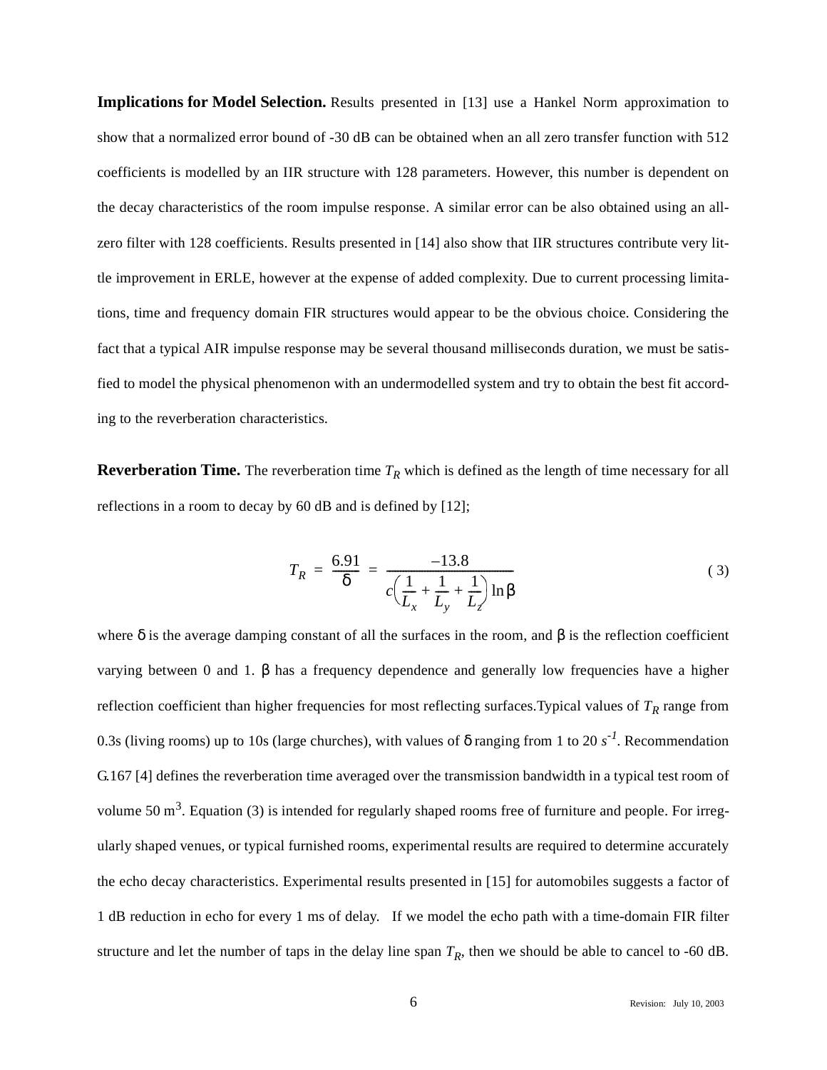**Implications for Model Selection.** Results presented in [13] use a Hankel Norm approximation to show that a normalized error bound of -30 dB can be obtained when an all zero transfer function with 512 coefficients is modelled by an IIR structure with 128 parameters. However, this number is dependent on the decay characteristics of the room impulse response. A similar error can be also obtained using an all-zero filter with 128 coefficients. Results presented in [14] also show that IIR structures contribute very little improvement in ERLE, however at the expense of added complexity. Due to current processing limitations, time and frequency domain FIR structures would appear to be the obvious choice. Considering the fact that a typical AIR impulse response may be several thousand milliseconds duration, we must be satisfied to model the physical phenomenon with an undermodelled system and try to obtain the best fit according to the reverberation characteristics.

**Reverberation Time.** The reverberation time $T_R$ which is defined as the length of time necessary for all reflections in a room to decay by 60 dB and is defined by [12];

$$T_R = \frac{6.91}{\delta} = \frac{-13.8}{c\left(\frac{1}{L_x} + \frac{1}{L_y} + \frac{1}{L_z}\right)\ln\beta} \tag{3}$$

where $\delta$ is the average damping constant of all the surfaces in the room, and $\beta$ is the reflection coefficient varying between 0 and 1. $\beta$ has a frequency dependence and generally low frequencies have a higher reflection coefficient than higher frequencies for most reflecting surfaces.Typical values of $T_R$ range from 0.3s (living rooms) up to 10s (large churches), with values of $\delta$ ranging from 1 to 20 $s^{-1}$. Recommendation G.167 [4] defines the reverberation time averaged over the transmission bandwidth in a typical test room of volume 50 $m^3$. Equation (3) is intended for regularly shaped rooms free of furniture and people. For irregularly shaped venues, or typical furnished rooms, experimental results are required to determine accurately the echo decay characteristics. Experimental results presented in [15] for automobiles suggests a factor of 1 dB reduction in echo for every 1 ms of delay. If we model the echo path with a time-domain FIR filter structure and let the number of taps in the delay line span $T_R$, then we should be able to cancel to -60 dB.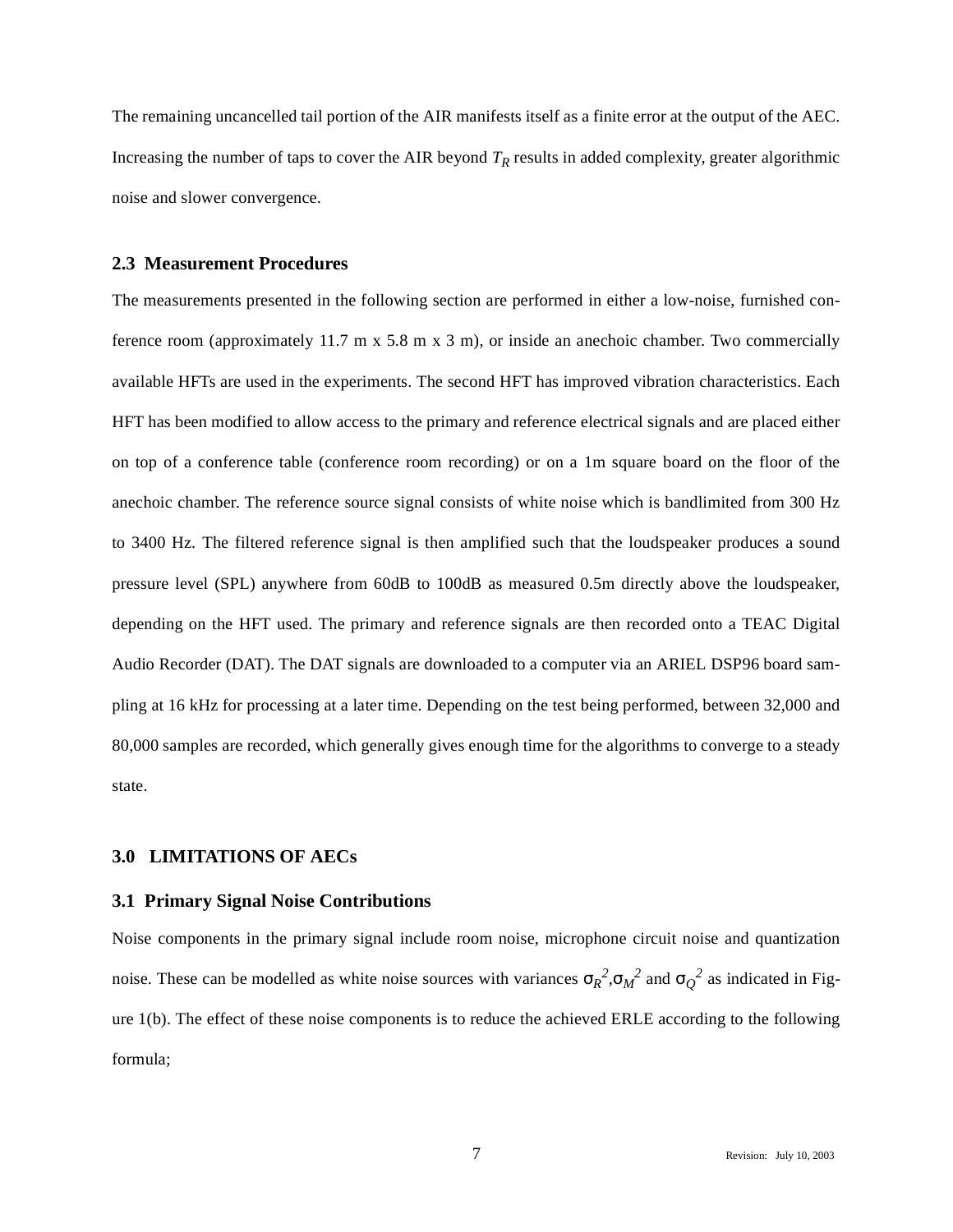The remaining uncancelled tail portion of the AIR manifests itself as a finite error at the output of the AEC. Increasing the number of taps to cover the AIR beyond $T_R$ results in added complexity, greater algorithmic noise and slower convergence.

### 2.3 Measurement Procedures

The measurements presented in the following section are performed in either a low-noise, furnished conference room (approximately 11.7 m x 5.8 m x 3 m), or inside an anechoic chamber. Two commercially available HFTs are used in the experiments. The second HFT has improved vibration characteristics. Each HFT has been modified to allow access to the primary and reference electrical signals and are placed either on top of a conference table (conference room recording) or on a 1m square board on the floor of the anechoic chamber. The reference source signal consists of white noise which is bandlimited from 300 Hz to 3400 Hz. The filtered reference signal is then amplified such that the loudspeaker produces a sound pressure level (SPL) anywhere from 60dB to 100dB as measured 0.5m directly above the loudspeaker, depending on the HFT used. The primary and reference signals are then recorded onto a TEAC Digital Audio Recorder (DAT). The DAT signals are downloaded to a computer via an ARIEL DSP96 board sampling at 16 kHz for processing at a later time. Depending on the test being performed, between 32,000 and 80,000 samples are recorded, which generally gives enough time for the algorithms to converge to a steady state.

## 3.0 LIMITATIONS OF AECs

### 3.1 Primary Signal Noise Contributions

Noise components in the primary signal include room noise, microphone circuit noise and quantization noise. These can be modelled as white noise sources with variances $\sigma_R^2$,$\sigma_M^2$ and $\sigma_Q^2$ as indicated in Figure 1(b). The effect of these noise components is to reduce the achieved ERLE according to the following formula;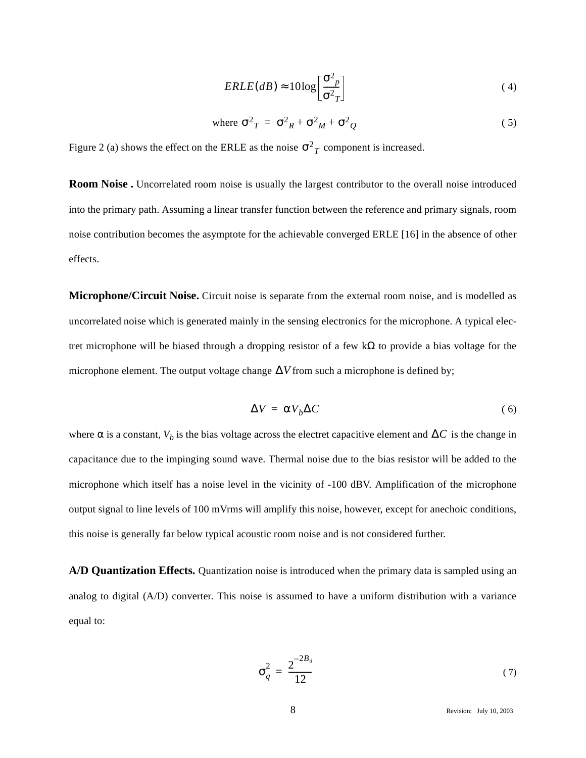$$ERLE(dB) \approx 10\log\left[\frac{\sigma^2{}_p}{\sigma^2{}_T}\right] \tag{4}$$

$$\text{where } \sigma^2{}_T = \sigma^2{}_R + \sigma^2{}_M + \sigma^2{}_Q \tag{5}$$

Figure 2 (a) shows the effect on the ERLE as the noise $\sigma^2{}_T$ component is increased.

**Room Noise .** Uncorrelated room noise is usually the largest contributor to the overall noise introduced into the primary path. Assuming a linear transfer function between the reference and primary signals, room noise contribution becomes the asymptote for the achievable converged ERLE [16] in the absence of other effects.

**Microphone/Circuit Noise.** Circuit noise is separate from the external room noise, and is modelled as uncorrelated noise which is generated mainly in the sensing electronics for the microphone. A typical electret microphone will be biased through a dropping resistor of a few k$\Omega$ to provide a bias voltage for the microphone element. The output voltage change $\Delta V$ from such a microphone is defined by;

$$\Delta V = \alpha V_b \Delta C \tag{6}$$

where $\alpha$ is a constant, $V_b$ is the bias voltage across the electret capacitive element and $\Delta C$ is the change in capacitance due to the impinging sound wave. Thermal noise due to the bias resistor will be added to the microphone which itself has a noise level in the vicinity of -100 dBV. Amplification of the microphone output signal to line levels of 100 mVrms will amplify this noise, however, except for anechoic conditions, this noise is generally far below typical acoustic room noise and is not considered further.

**A/D Quantization Effects.** Quantization noise is introduced when the primary data is sampled using an analog to digital (A/D) converter. This noise is assumed to have a uniform distribution with a variance equal to:

$$\sigma_q^2 = \frac{2^{-2B_d}}{12} \tag{7}$$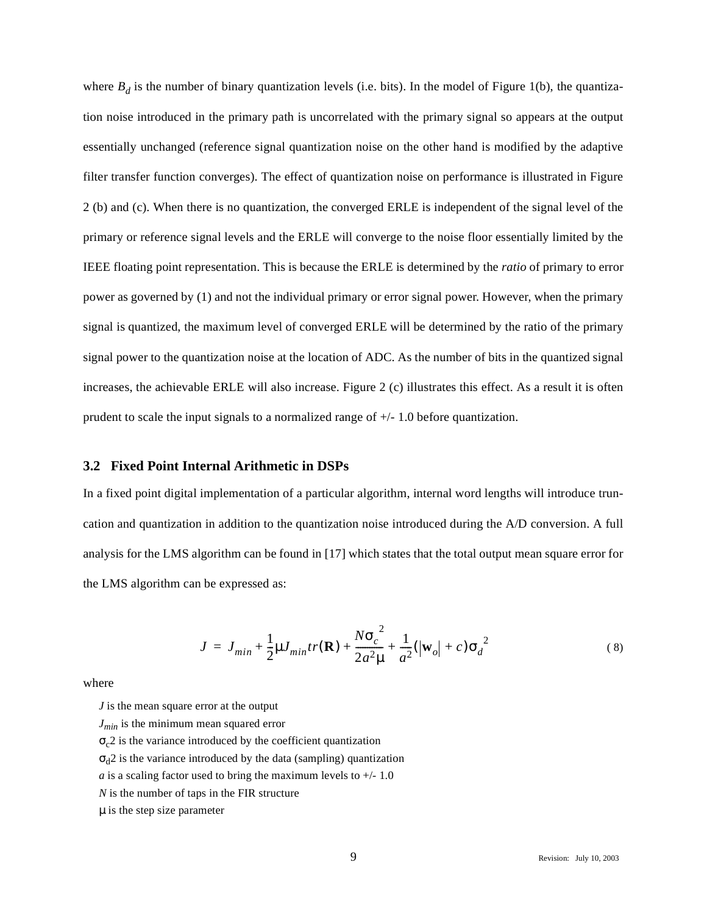where $B_d$ is the number of binary quantization levels (i.e. bits). In the model of Figure 1(b), the quantization noise introduced in the primary path is uncorrelated with the primary signal so appears at the output essentially unchanged (reference signal quantization noise on the other hand is modified by the adaptive filter transfer function converges). The effect of quantization noise on performance is illustrated in Figure 2 (b) and (c). When there is no quantization, the converged ERLE is independent of the signal level of the primary or reference signal levels and the ERLE will converge to the noise floor essentially limited by the IEEE floating point representation. This is because the ERLE is determined by the *ratio* of primary to error power as governed by (1) and not the individual primary or error signal power. However, when the primary signal is quantized, the maximum level of converged ERLE will be determined by the ratio of the primary signal power to the quantization noise at the location of ADC. As the number of bits in the quantized signal increases, the achievable ERLE will also increase. Figure 2 (c) illustrates this effect. As a result it is often prudent to scale the input signals to a normalized range of +/- 1.0 before quantization.

### 3.2 Fixed Point Internal Arithmetic in DSPs

In a fixed point digital implementation of a particular algorithm, internal word lengths will introduce truncation and quantization in addition to the quantization noise introduced during the A/D conversion. A full analysis for the LMS algorithm can be found in [17] which states that the total output mean square error for the LMS algorithm can be expressed as:

$$J = J_{min} + \frac{1}{2}\mu J_{min} tr(\mathbf{R}) + \frac{N\sigma_c^{\ 2}}{2a^2\mu} + \frac{1}{a^2}(|\mathbf{w}_o| + c)\sigma_d^{\ 2} \qquad (8)$$

where

$J$ is the mean square error at the output
$J_{min}$ is the minimum mean squared error
$\sigma_c 2$ is the variance introduced by the coefficient quantization
$\sigma_d 2$ is the variance introduced by the data (sampling) quantization
$a$ is a scaling factor used to bring the maximum levels to +/- 1.0
$N$ is the number of taps in the FIR structure
$\mu$ is the step size parameter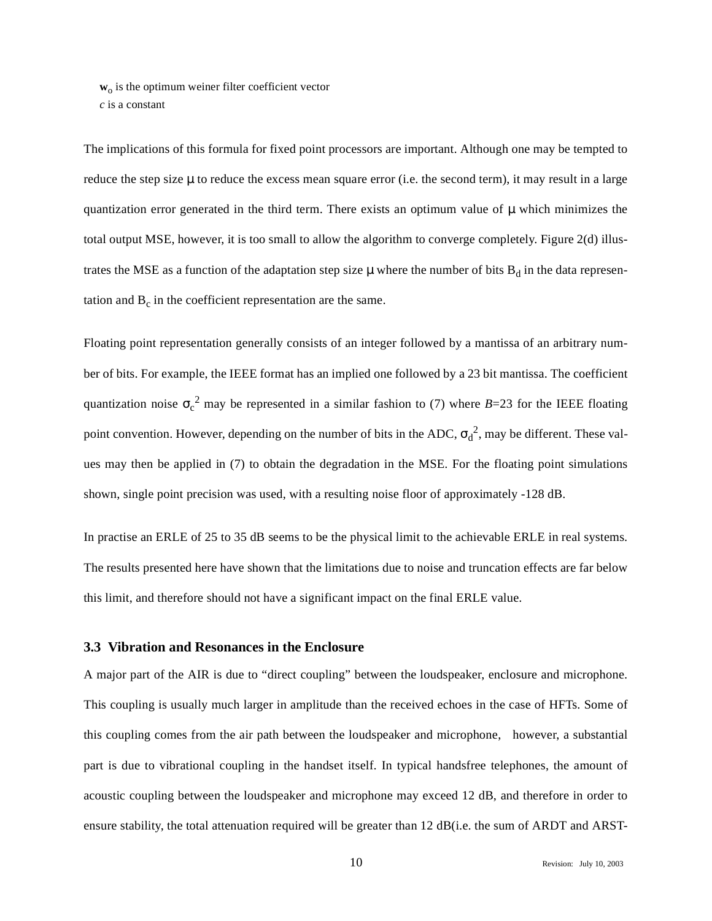$\mathbf{w}_o$ is the optimum weiner filter coefficient vector
$c$ is a constant

The implications of this formula for fixed point processors are important. Although one may be tempted to reduce the step size $\mu$ to reduce the excess mean square error (i.e. the second term), it may result in a large quantization error generated in the third term. There exists an optimum value of $\mu$ which minimizes the total output MSE, however, it is too small to allow the algorithm to converge completely. Figure 2(d) illustrates the MSE as a function of the adaptation step size $\mu$ where the number of bits $B_d$ in the data representation and $B_c$ in the coefficient representation are the same.

Floating point representation generally consists of an integer followed by a mantissa of an arbitrary number of bits. For example, the IEEE format has an implied one followed by a 23 bit mantissa. The coefficient quantization noise $\sigma_c^2$ may be represented in a similar fashion to (7) where $B$=23 for the IEEE floating point convention. However, depending on the number of bits in the ADC, $\sigma_d^2$, may be different. These values may then be applied in (7) to obtain the degradation in the MSE. For the floating point simulations shown, single point precision was used, with a resulting noise floor of approximately -128 dB.

In practise an ERLE of 25 to 35 dB seems to be the physical limit to the achievable ERLE in real systems. The results presented here have shown that the limitations due to noise and truncation effects are far below this limit, and therefore should not have a significant impact on the final ERLE value.

### 3.3 Vibration and Resonances in the Enclosure

A major part of the AIR is due to "direct coupling" between the loudspeaker, enclosure and microphone. This coupling is usually much larger in amplitude than the received echoes in the case of HFTs. Some of this coupling comes from the air path between the loudspeaker and microphone, however, a substantial part is due to vibrational coupling in the handset itself. In typical handsfree telephones, the amount of acoustic coupling between the loudspeaker and microphone may exceed 12 dB, and therefore in order to ensure stability, the total attenuation required will be greater than 12 dB(i.e. the sum of ARDT and ARST-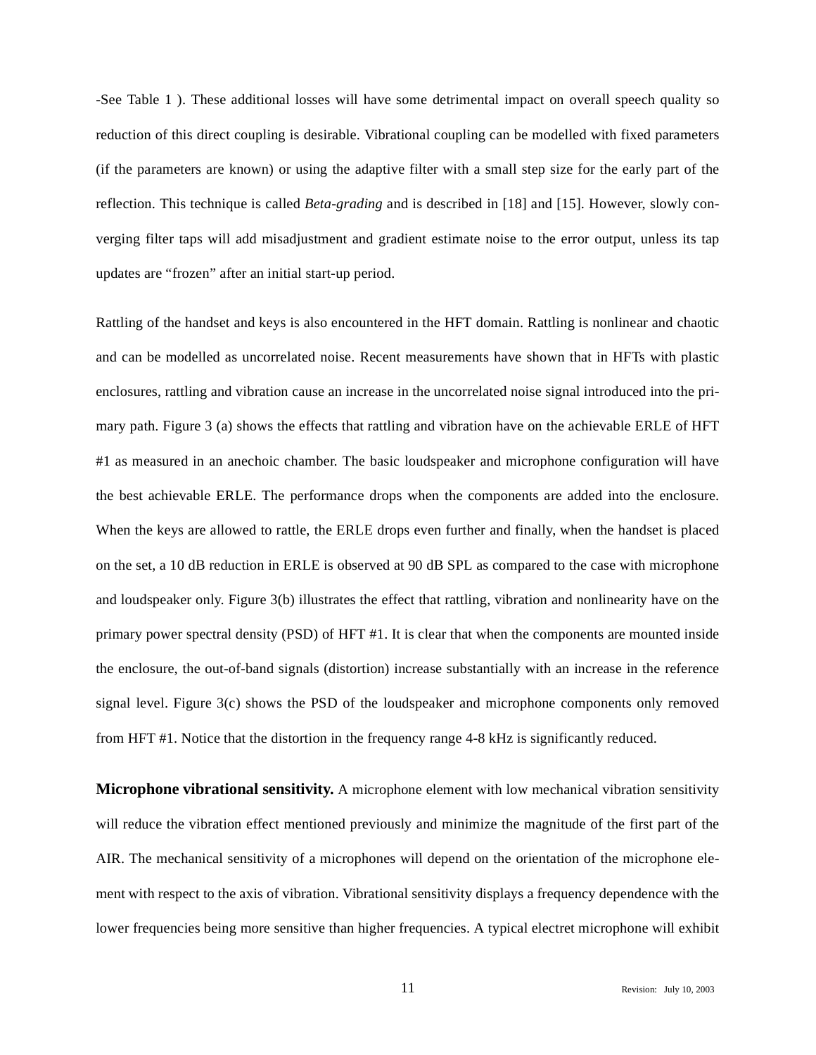-See Table 1 ). These additional losses will have some detrimental impact on overall speech quality so reduction of this direct coupling is desirable. Vibrational coupling can be modelled with fixed parameters (if the parameters are known) or using the adaptive filter with a small step size for the early part of the reflection. This technique is called *Beta-grading* and is described in [18] and [15]. However, slowly converging filter taps will add misadjustment and gradient estimate noise to the error output, unless its tap updates are “frozen” after an initial start-up period.

Rattling of the handset and keys is also encountered in the HFT domain. Rattling is nonlinear and chaotic and can be modelled as uncorrelated noise. Recent measurements have shown that in HFTs with plastic enclosures, rattling and vibration cause an increase in the uncorrelated noise signal introduced into the primary path. Figure 3 (a) shows the effects that rattling and vibration have on the achievable ERLE of HFT #1 as measured in an anechoic chamber. The basic loudspeaker and microphone configuration will have the best achievable ERLE. The performance drops when the components are added into the enclosure. When the keys are allowed to rattle, the ERLE drops even further and finally, when the handset is placed on the set, a 10 dB reduction in ERLE is observed at 90 dB SPL as compared to the case with microphone and loudspeaker only. Figure 3(b) illustrates the effect that rattling, vibration and nonlinearity have on the primary power spectral density (PSD) of HFT #1. It is clear that when the components are mounted inside the enclosure, the out-of-band signals (distortion) increase substantially with an increase in the reference signal level. Figure 3(c) shows the PSD of the loudspeaker and microphone components only removed from HFT #1. Notice that the distortion in the frequency range 4-8 kHz is significantly reduced.

**Microphone vibrational sensitivity.** A microphone element with low mechanical vibration sensitivity will reduce the vibration effect mentioned previously and minimize the magnitude of the first part of the AIR. The mechanical sensitivity of a microphones will depend on the orientation of the microphone element with respect to the axis of vibration. Vibrational sensitivity displays a frequency dependence with the lower frequencies being more sensitive than higher frequencies. A typical electret microphone will exhibit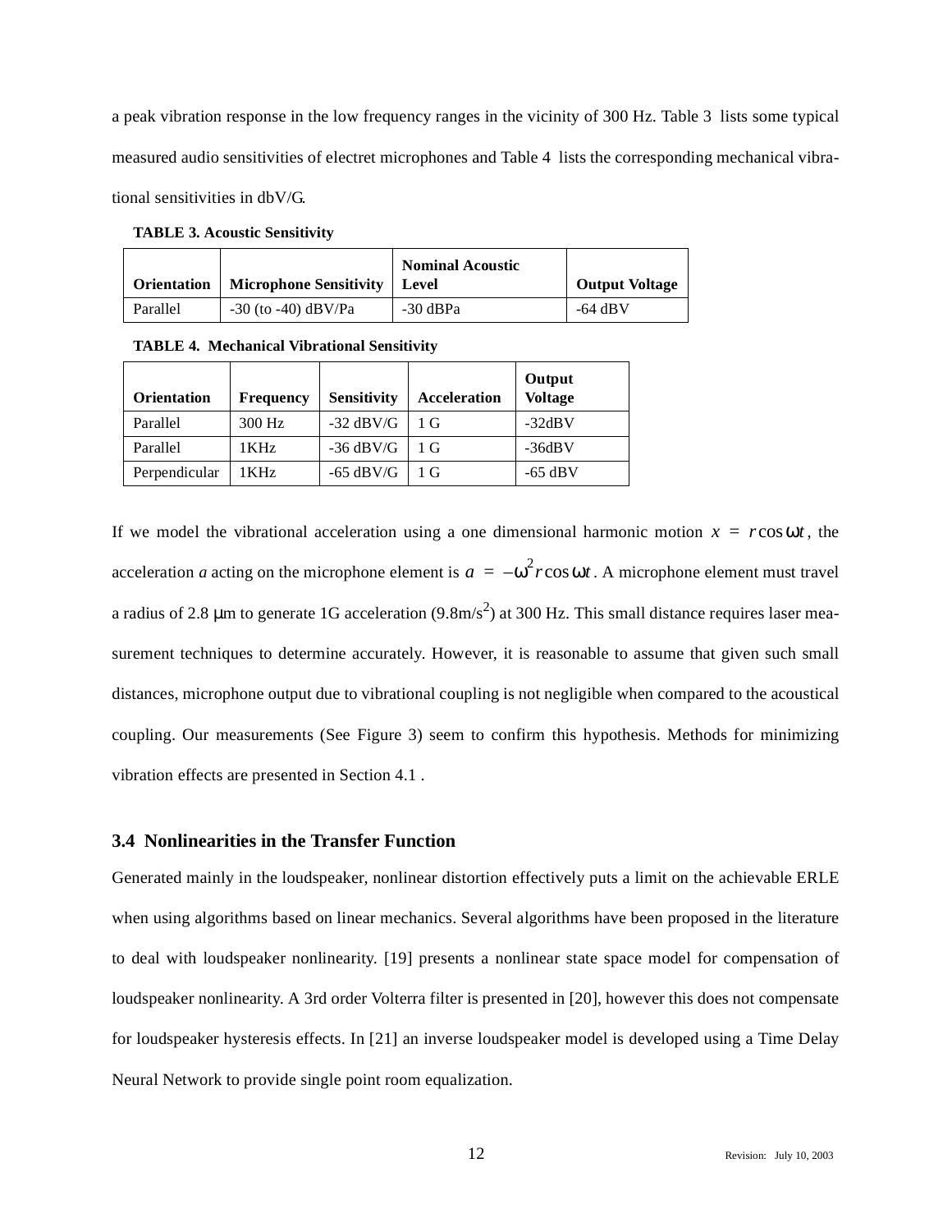a peak vibration response in the low frequency ranges in the vicinity of 300 Hz. Table 3 lists some typical measured audio sensitivities of electret microphones and Table 4 lists the corresponding mechanical vibrational sensitivities in dbV/G.

**TABLE 3. Acoustic Sensitivity**

| Orientation | Microphone Sensitivity | Nominal Acoustic Level | Output Voltage |
|---|---|---|---|
| Parallel | -30 (to -40) dBV/Pa | -30 dBPa | -64 dBV |

**TABLE 4. Mechanical Vibrational Sensitivity**

| Orientation | Frequency | Sensitivity | Acceleration | Output Voltage |
|---|---|---|---|---|
| Parallel | 300 Hz | -32 dBV/G | 1 G | -32dBV |
| Parallel | 1KHz | -36 dBV/G | 1 G | -36dBV |
| Perpendicular | 1KHz | -65 dBV/G | 1 G | -65 dBV |

If we model the vibrational acceleration using a one dimensional harmonic motion $x = r\cos\omega t$, the acceleration *a* acting on the microphone element is $a = -\omega^2 r\cos\omega t$. A microphone element must travel a radius of 2.8 $\mu$m to generate 1G acceleration (9.8m/s$^2$) at 300 Hz. This small distance requires laser measurement techniques to determine accurately. However, it is reasonable to assume that given such small distances, microphone output due to vibrational coupling is not negligible when compared to the acoustical coupling. Our measurements (See Figure 3) seem to confirm this hypothesis. Methods for minimizing vibration effects are presented in Section 4.1 .

### 3.4 Nonlinearities in the Transfer Function

Generated mainly in the loudspeaker, nonlinear distortion effectively puts a limit on the achievable ERLE when using algorithms based on linear mechanics. Several algorithms have been proposed in the literature to deal with loudspeaker nonlinearity. [19] presents a nonlinear state space model for compensation of loudspeaker nonlinearity. A 3rd order Volterra filter is presented in [20], however this does not compensate for loudspeaker hysteresis effects. In [21] an inverse loudspeaker model is developed using a Time Delay Neural Network to provide single point room equalization.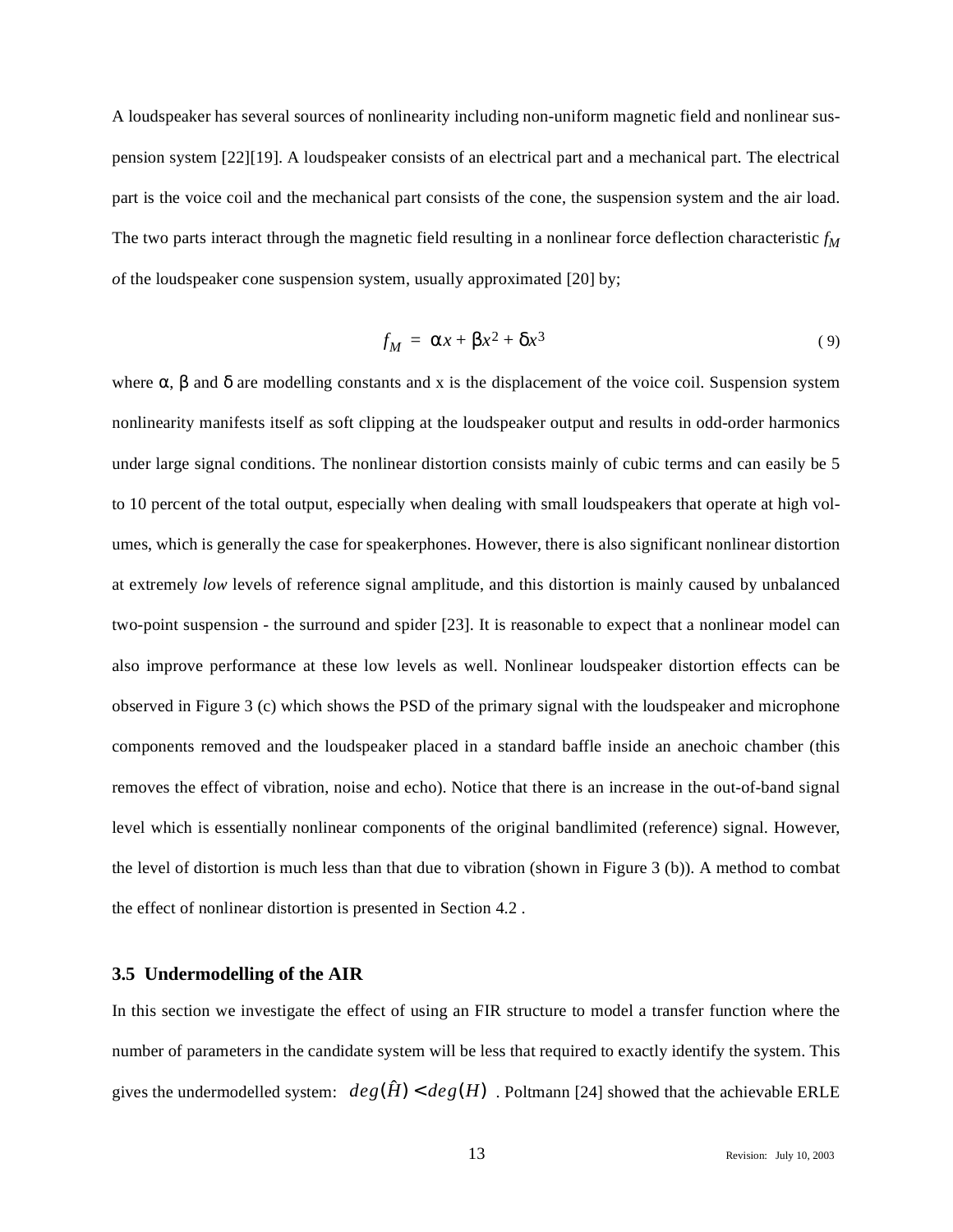A loudspeaker has several sources of nonlinearity including non-uniform magnetic field and nonlinear suspension system [22][19]. A loudspeaker consists of an electrical part and a mechanical part. The electrical part is the voice coil and the mechanical part consists of the cone, the suspension system and the air load. The two parts interact through the magnetic field resulting in a nonlinear force deflection characteristic $f_M$ of the loudspeaker cone suspension system, usually approximated [20] by;

$$f_M = \alpha x + \beta x^2 + \delta x^3 \tag{9}$$

where $\alpha$, $\beta$ and $\delta$ are modelling constants and x is the displacement of the voice coil. Suspension system nonlinearity manifests itself as soft clipping at the loudspeaker output and results in odd-order harmonics under large signal conditions. The nonlinear distortion consists mainly of cubic terms and can easily be 5 to 10 percent of the total output, especially when dealing with small loudspeakers that operate at high volumes, which is generally the case for speakerphones. However, there is also significant nonlinear distortion at extremely *low* levels of reference signal amplitude, and this distortion is mainly caused by unbalanced two-point suspension - the surround and spider [23]. It is reasonable to expect that a nonlinear model can also improve performance at these low levels as well. Nonlinear loudspeaker distortion effects can be observed in Figure 3 (c) which shows the PSD of the primary signal with the loudspeaker and microphone components removed and the loudspeaker placed in a standard baffle inside an anechoic chamber (this removes the effect of vibration, noise and echo). Notice that there is an increase in the out-of-band signal level which is essentially nonlinear components of the original bandlimited (reference) signal. However, the level of distortion is much less than that due to vibration (shown in Figure 3 (b)). A method to combat the effect of nonlinear distortion is presented in Section 4.2 .

### 3.5 Undermodelling of the AIR

In this section we investigate the effect of using an FIR structure to model a transfer function where the number of parameters in the candidate system will be less that required to exactly identify the system. This gives the undermodelled system: $deg(\hat{H}) < deg(H)$ . Poltmann [24] showed that the achievable ERLE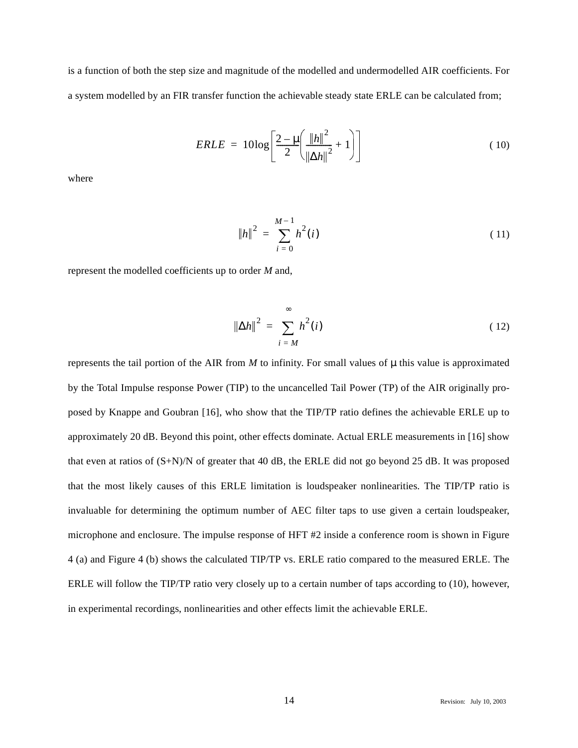is a function of both the step size and magnitude of the modelled and undermodelled AIR coefficients. For a system modelled by an FIR transfer function the achievable steady state ERLE can be calculated from;

$$ERLE = 10\log\left[\frac{2-\mu}{2}\left(\frac{\|h\|^2}{\|\Delta h\|^2}+1\right)\right] \tag{10}$$

where

$$\|h\|^2 = \sum_{i=0}^{M-1} h^2(i) \tag{11}$$

represent the modelled coefficients up to order $M$ and,

$$\|\Delta h\|^2 = \sum_{i=M}^{\infty} h^2(i) \tag{12}$$

represents the tail portion of the AIR from $M$ to infinity. For small values of $\mu$ this value is approximated by the Total Impulse response Power (TIP) to the uncancelled Tail Power (TP) of the AIR originally proposed by Knappe and Goubran [16], who show that the TIP/TP ratio defines the achievable ERLE up to approximately 20 dB. Beyond this point, other effects dominate. Actual ERLE measurements in [16] show that even at ratios of (S+N)/N of greater that 40 dB, the ERLE did not go beyond 25 dB. It was proposed that the most likely causes of this ERLE limitation is loudspeaker nonlinearities. The TIP/TP ratio is invaluable for determining the optimum number of AEC filter taps to use given a certain loudspeaker, microphone and enclosure. The impulse response of HFT #2 inside a conference room is shown in Figure 4 (a) and Figure 4 (b) shows the calculated TIP/TP vs. ERLE ratio compared to the measured ERLE. The ERLE will follow the TIP/TP ratio very closely up to a certain number of taps according to (10), however, in experimental recordings, nonlinearities and other effects limit the achievable ERLE.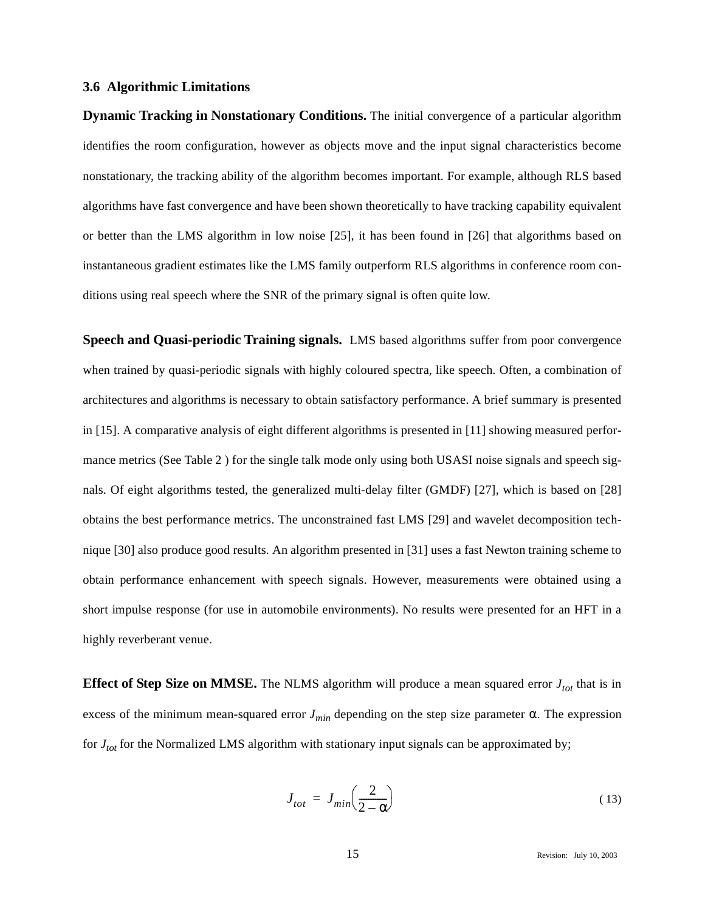### 3.6 Algorithmic Limitations

**Dynamic Tracking in Nonstationary Conditions.** The initial convergence of a particular algorithm identifies the room configuration, however as objects move and the input signal characteristics become nonstationary, the tracking ability of the algorithm becomes important. For example, although RLS based algorithms have fast convergence and have been shown theoretically to have tracking capability equivalent or better than the LMS algorithm in low noise [25], it has been found in [26] that algorithms based on instantaneous gradient estimates like the LMS family outperform RLS algorithms in conference room conditions using real speech where the SNR of the primary signal is often quite low.

**Speech and Quasi-periodic Training signals.** LMS based algorithms suffer from poor convergence when trained by quasi-periodic signals with highly coloured spectra, like speech. Often, a combination of architectures and algorithms is necessary to obtain satisfactory performance. A brief summary is presented in [15]. A comparative analysis of eight different algorithms is presented in [11] showing measured performance metrics (See Table 2 ) for the single talk mode only using both USASI noise signals and speech signals. Of eight algorithms tested, the generalized multi-delay filter (GMDF) [27], which is based on [28] obtains the best performance metrics. The unconstrained fast LMS [29] and wavelet decomposition technique [30] also produce good results. An algorithm presented in [31] uses a fast Newton training scheme to obtain performance enhancement with speech signals. However, measurements were obtained using a short impulse response (for use in automobile environments). No results were presented for an HFT in a highly reverberant venue.

**Effect of Step Size on MMSE.** The NLMS algorithm will produce a mean squared error $J_{tot}$ that is in excess of the minimum mean-squared error $J_{min}$ depending on the step size parameter $\alpha$. The expression for $J_{tot}$ for the Normalized LMS algorithm with stationary input signals can be approximated by;

$$J_{tot} = J_{min}\left(\frac{2}{2-\alpha}\right) \tag{13}$$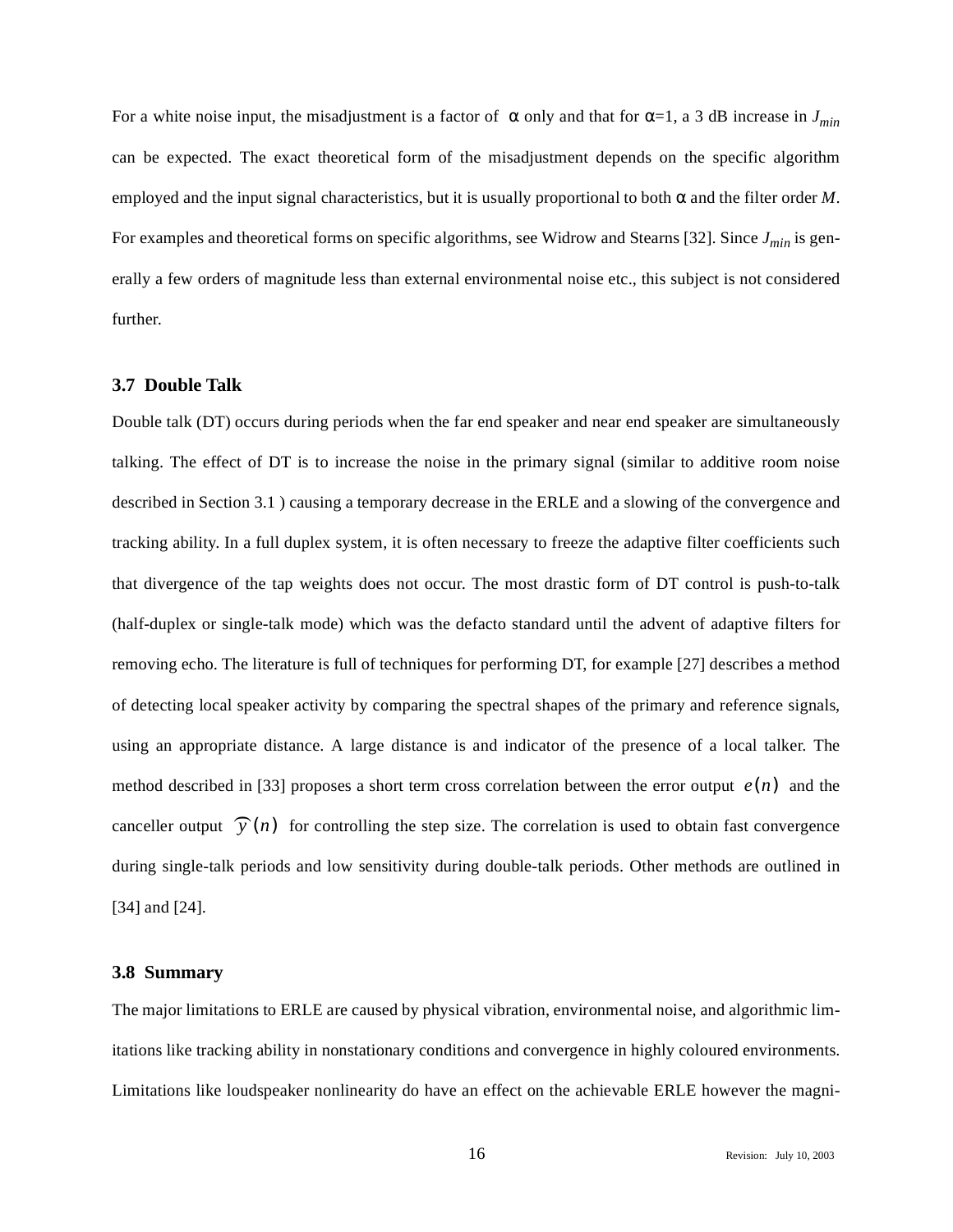For a white noise input, the misadjustment is a factor of $\alpha$ only and that for $\alpha$=1, a 3 dB increase in $J_{min}$ can be expected. The exact theoretical form of the misadjustment depends on the specific algorithm employed and the input signal characteristics, but it is usually proportional to both $\alpha$ and the filter order $M$. For examples and theoretical forms on specific algorithms, see Widrow and Stearns [32]. Since $J_{min}$ is generally a few orders of magnitude less than external environmental noise etc., this subject is not considered further.

### 3.7 Double Talk

Double talk (DT) occurs during periods when the far end speaker and near end speaker are simultaneously talking. The effect of DT is to increase the noise in the primary signal (similar to additive room noise described in Section 3.1 ) causing a temporary decrease in the ERLE and a slowing of the convergence and tracking ability. In a full duplex system, it is often necessary to freeze the adaptive filter coefficients such that divergence of the tap weights does not occur. The most drastic form of DT control is push-to-talk (half-duplex or single-talk mode) which was the defacto standard until the advent of adaptive filters for removing echo. The literature is full of techniques for performing DT, for example [27] describes a method of detecting local speaker activity by comparing the spectral shapes of the primary and reference signals, using an appropriate distance. A large distance is and indicator of the presence of a local talker. The method described in [33] proposes a short term cross correlation between the error output $e(n)$ and the canceller output $\hat{y}(n)$ for controlling the step size. The correlation is used to obtain fast convergence during single-talk periods and low sensitivity during double-talk periods. Other methods are outlined in [34] and [24].

### 3.8 Summary

The major limitations to ERLE are caused by physical vibration, environmental noise, and algorithmic limitations like tracking ability in nonstationary conditions and convergence in highly coloured environments. Limitations like loudspeaker nonlinearity do have an effect on the achievable ERLE however the magni-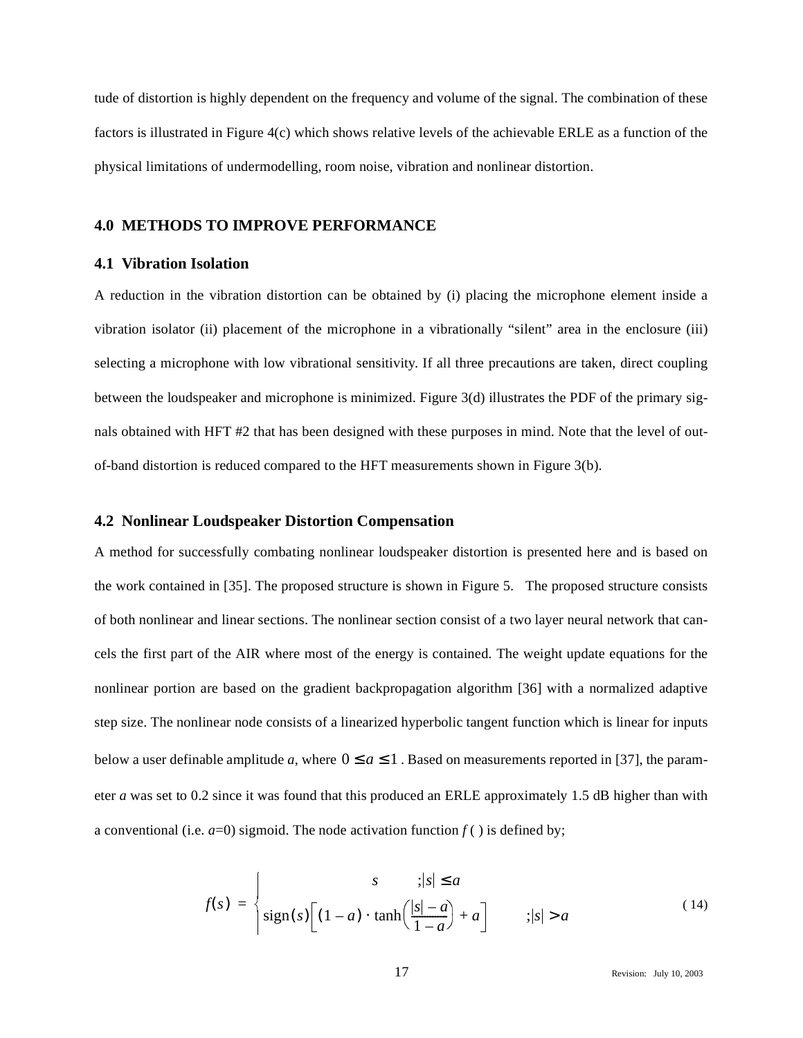tude of distortion is highly dependent on the frequency and volume of the signal. The combination of these factors is illustrated in Figure 4(c) which shows relative levels of the achievable ERLE as a function of the physical limitations of undermodelling, room noise, vibration and nonlinear distortion.

## 4.0 METHODS TO IMPROVE PERFORMANCE

### 4.1 Vibration Isolation

A reduction in the vibration distortion can be obtained by (i) placing the microphone element inside a vibration isolator (ii) placement of the microphone in a vibrationally “silent” area in the enclosure (iii) selecting a microphone with low vibrational sensitivity. If all three precautions are taken, direct coupling between the loudspeaker and microphone is minimized. Figure 3(d) illustrates the PDF of the primary signals obtained with HFT #2 that has been designed with these purposes in mind. Note that the level of out-of-band distortion is reduced compared to the HFT measurements shown in Figure 3(b).

### 4.2 Nonlinear Loudspeaker Distortion Compensation

A method for successfully combating nonlinear loudspeaker distortion is presented here and is based on the work contained in [35]. The proposed structure is shown in Figure 5. The proposed structure consists of both nonlinear and linear sections. The nonlinear section consist of a two layer neural network that cancels the first part of the AIR where most of the energy is contained. The weight update equations for the nonlinear portion are based on the gradient backpropagation algorithm [36] with a normalized adaptive step size. The nonlinear node consists of a linearized hyperbolic tangent function which is linear for inputs below a user definable amplitude *a*, where $0 \le a \le 1$. Based on measurements reported in [37], the parameter *a* was set to 0.2 since it was found that this produced an ERLE approximately 1.5 dB higher than with a conventional (i.e. *a*=0) sigmoid. The node activation function *f* ( ) is defined by;

$$f(s) = \begin{cases} s & ;|s| \le a \\ \operatorname{sign}(s)\left[(1-a)\cdot\tanh\left(\dfrac{|s|-a}{1-a}\right)+a\right] & ;|s| > a \end{cases} \tag{14}$$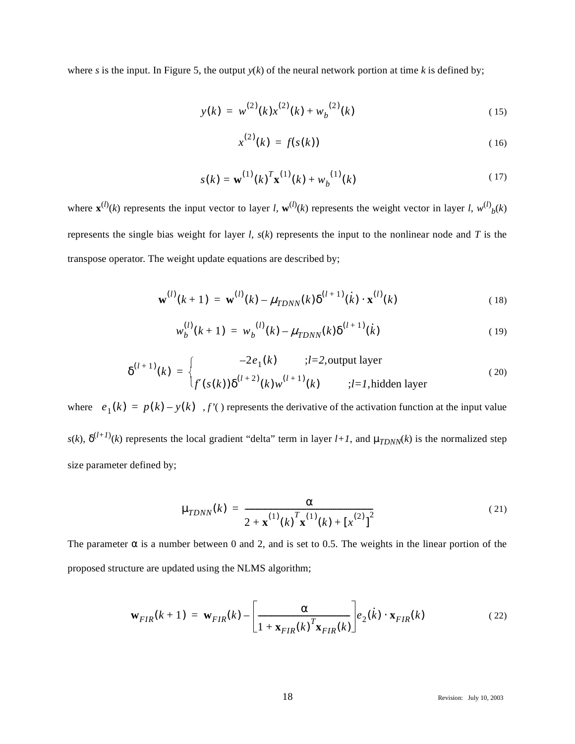where $s$ is the input. In Figure 5, the output $y(k)$ of the neural network portion at time $k$ is defined by;

$$y(k) = w^{(2)}(k)x^{(2)}(k) + w_b^{(2)}(k) \tag{15}$$

$$x^{(2)}(k) = f(s(k)) \tag{16}$$

$$s(k) = \mathbf{w}^{(1)}(k)^T\mathbf{x}^{(1)}(k) + w_b^{(1)}(k) \tag{17}$$

where $\mathbf{x}^{(l)}(k)$ represents the input vector to layer $l$, $\mathbf{w}^{(l)}(k)$ represents the weight vector in layer $l$, $w^{(l)}{}_b(k)$ represents the single bias weight for layer $l$, $s(k)$ represents the input to the nonlinear node and $T$ is the transpose operator. The weight update equations are described by;

$$\mathbf{w}^{(l)}(k+1) = \mathbf{w}^{(l)}(k) - \mu_{TDNN}(k)\delta^{(l+1)}(\dot{k}) \cdot \mathbf{x}^{(l)}(k) \tag{18}$$

$$w_b^{(l)}(k+1) = w_b^{(l)}(k) - \mu_{TDNN}(k)\delta^{(l+1)}(\dot{k}) \tag{19}$$

$$\delta^{(l+1)}(k) = \begin{cases} -2e_1(k) & ;l=2,\text{output layer} \\ f'(s(k))\delta^{(l+2)}(k)w^{(l+1)}(k) & ;l=1,\text{hidden layer} \end{cases} \tag{20}$$

where $e_1(k) = p(k) - y(k)$ , $f'(\,)$ represents the derivative of the activation function at the input value $s(k)$, $\delta^{(l+1)}(k)$ represents the local gradient "delta" term in layer $l+1$, and $\mu_{TDNN}(k)$ is the normalized step size parameter defined by;

$$\mu_{TDNN}(k) = \frac{\alpha}{2 + \mathbf{x}^{(1)}(k)^T\mathbf{x}^{(1)}(k) + [x^{(2)}]^2} \tag{21}$$

The parameter $\alpha$ is a number between 0 and 2, and is set to 0.5. The weights in the linear portion of the proposed structure are updated using the NLMS algorithm;

$$\mathbf{w}_{FIR}(k+1) = \mathbf{w}_{FIR}(k) - \left[\frac{\alpha}{1 + \mathbf{x}_{FIR}(k)^T\mathbf{x}_{FIR}(k)}\right]e_2(\dot{k}) \cdot \mathbf{x}_{FIR}(k) \tag{22}$$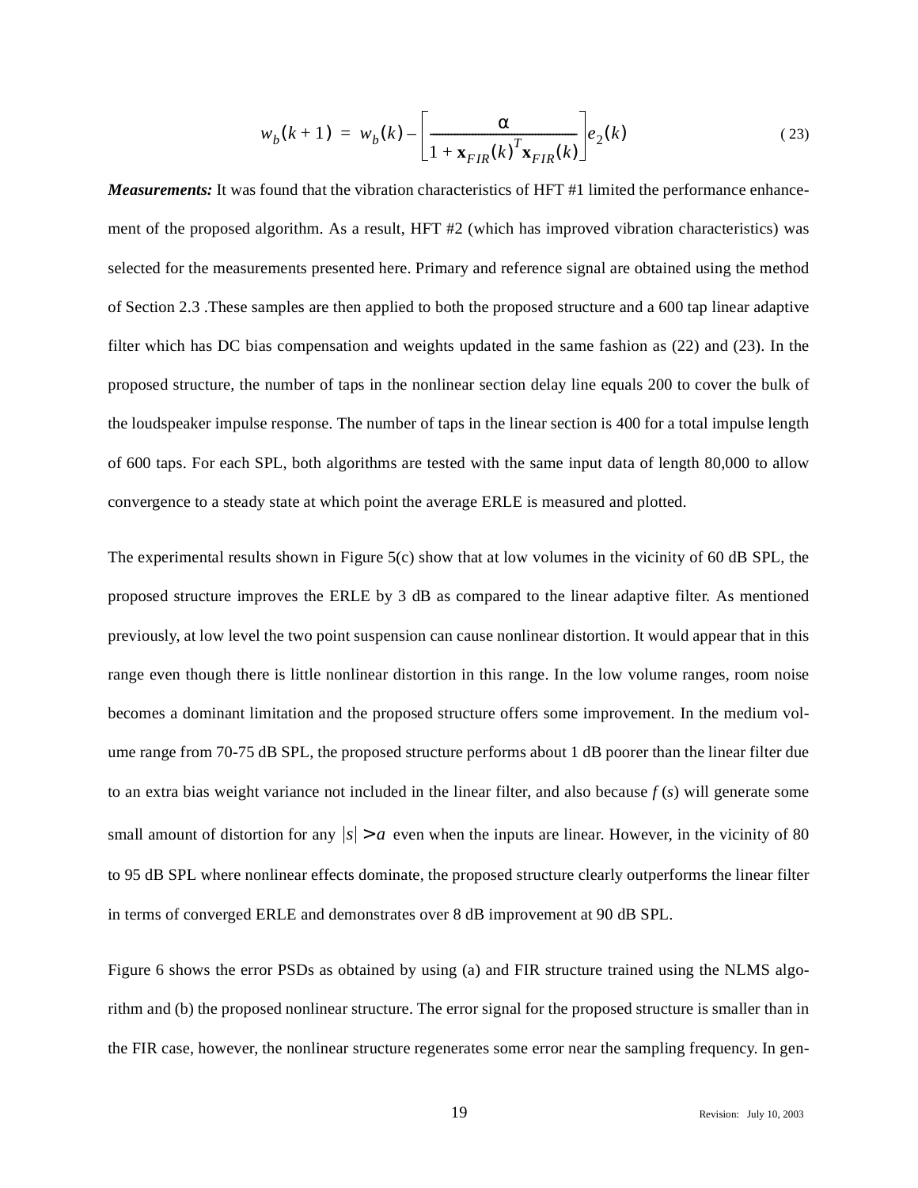$$w_b(k+1) = w_b(k) - \left[ \frac{\alpha}{1 + \mathbf{x}_{FIR}(k)^T \mathbf{x}_{FIR}(k)} \right] e_2(k) \tag{23}$$

***Measurements:*** It was found that the vibration characteristics of HFT #1 limited the performance enhancement of the proposed algorithm. As a result, HFT #2 (which has improved vibration characteristics) was selected for the measurements presented here. Primary and reference signal are obtained using the method of Section 2.3 .These samples are then applied to both the proposed structure and a 600 tap linear adaptive filter which has DC bias compensation and weights updated in the same fashion as (22) and (23). In the proposed structure, the number of taps in the nonlinear section delay line equals 200 to cover the bulk of the loudspeaker impulse response. The number of taps in the linear section is 400 for a total impulse length of 600 taps. For each SPL, both algorithms are tested with the same input data of length 80,000 to allow convergence to a steady state at which point the average ERLE is measured and plotted.

The experimental results shown in Figure 5(c) show that at low volumes in the vicinity of 60 dB SPL, the proposed structure improves the ERLE by 3 dB as compared to the linear adaptive filter. As mentioned previously, at low level the two point suspension can cause nonlinear distortion. It would appear that in this range even though there is little nonlinear distortion in this range. In the low volume ranges, room noise becomes a dominant limitation and the proposed structure offers some improvement. In the medium volume range from 70-75 dB SPL, the proposed structure performs about 1 dB poorer than the linear filter due to an extra bias weight variance not included in the linear filter, and also because $f(s)$ will generate some small amount of distortion for any $|s| > a$ even when the inputs are linear. However, in the vicinity of 80 to 95 dB SPL where nonlinear effects dominate, the proposed structure clearly outperforms the linear filter in terms of converged ERLE and demonstrates over 8 dB improvement at 90 dB SPL.

Figure 6 shows the error PSDs as obtained by using (a) and FIR structure trained using the NLMS algorithm and (b) the proposed nonlinear structure. The error signal for the proposed structure is smaller than in the FIR case, however, the nonlinear structure regenerates some error near the sampling frequency. In gen-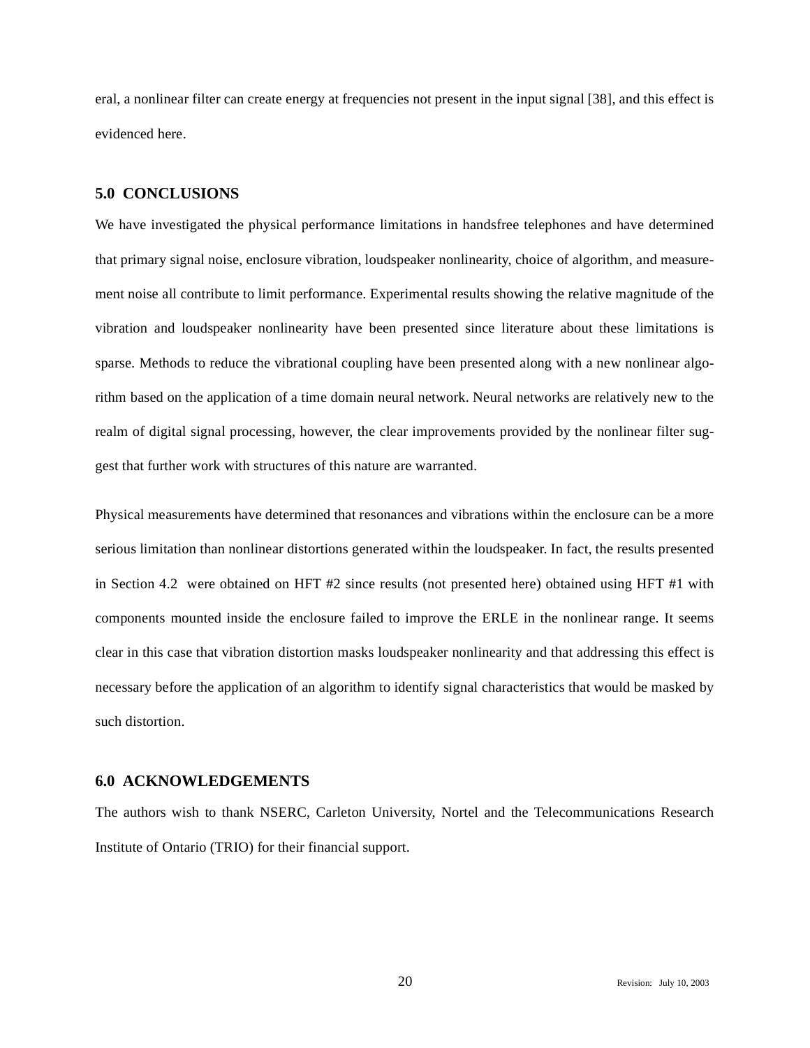eral, a nonlinear filter can create energy at frequencies not present in the input signal [38], and this effect is evidenced here.

## 5.0 CONCLUSIONS

We have investigated the physical performance limitations in handsfree telephones and have determined that primary signal noise, enclosure vibration, loudspeaker nonlinearity, choice of algorithm, and measurement noise all contribute to limit performance. Experimental results showing the relative magnitude of the vibration and loudspeaker nonlinearity have been presented since literature about these limitations is sparse. Methods to reduce the vibrational coupling have been presented along with a new nonlinear algorithm based on the application of a time domain neural network. Neural networks are relatively new to the realm of digital signal processing, however, the clear improvements provided by the nonlinear filter suggest that further work with structures of this nature are warranted.

Physical measurements have determined that resonances and vibrations within the enclosure can be a more serious limitation than nonlinear distortions generated within the loudspeaker. In fact, the results presented in Section 4.2 were obtained on HFT #2 since results (not presented here) obtained using HFT #1 with components mounted inside the enclosure failed to improve the ERLE in the nonlinear range. It seems clear in this case that vibration distortion masks loudspeaker nonlinearity and that addressing this effect is necessary before the application of an algorithm to identify signal characteristics that would be masked by such distortion.

## 6.0 ACKNOWLEDGEMENTS

The authors wish to thank NSERC, Carleton University, Nortel and the Telecommunications Research Institute of Ontario (TRIO) for their financial support.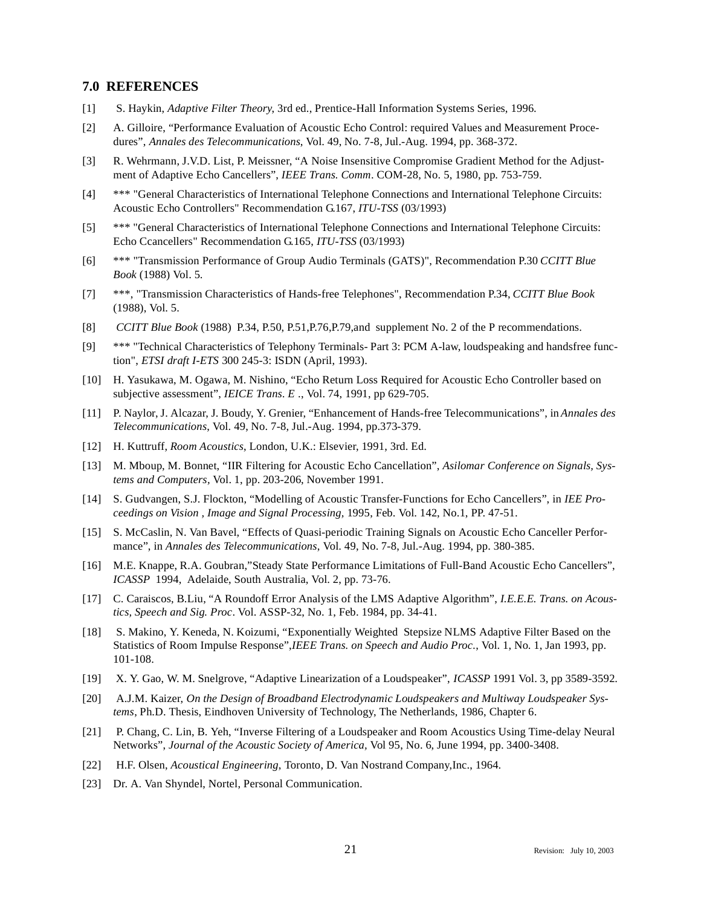## 7.0 REFERENCES

[1] S. Haykin, *Adaptive Filter Theory*, 3rd ed., Prentice-Hall Information Systems Series, 1996.

[2] A. Gilloire, “Performance Evaluation of Acoustic Echo Control: required Values and Measurement Procedures”, *Annales des Telecommunications*, Vol. 49, No. 7-8, Jul.-Aug. 1994, pp. 368-372.

[3] R. Wehrmann, J.V.D. List, P. Meissner, “A Noise Insensitive Compromise Gradient Method for the Adjustment of Adaptive Echo Cancellers”, *IEEE Trans. Comm*. COM-28, No. 5, 1980, pp. 753-759.

[4] *** "General Characteristics of International Telephone Connections and International Telephone Circuits: Acoustic Echo Controllers" Recommendation G.167, *ITU-TSS* (03/1993)

[5] *** "General Characteristics of International Telephone Connections and International Telephone Circuits: Echo Ccancellers" Recommendation G.165, *ITU-TSS* (03/1993)

[6] *** "Transmission Performance of Group Audio Terminals (GATS)", Recommendation P.30 *CCITT Blue Book* (1988) Vol. 5.

[7] ***, "Transmission Characteristics of Hands-free Telephones", Recommendation P.34, *CCITT Blue Book* (1988), Vol. 5.

[8] *CCITT Blue Book* (1988) P.34, P.50, P.51,P.76,P.79,and supplement No. 2 of the P recommendations.

[9] *** "Technical Characteristics of Telephony Terminals- Part 3: PCM A-law, loudspeaking and handsfree function", *ETSI draft I-ETS* 300 245-3: ISDN (April, 1993).

[10] H. Yasukawa, M. Ogawa, M. Nishino, “Echo Return Loss Required for Acoustic Echo Controller based on subjective assessment”, *IEICE Trans. E* ., Vol. 74, 1991, pp 629-705.

[11] P. Naylor, J. Alcazar, J. Boudy, Y. Grenier, “Enhancement of Hands-free Telecommunications”, in *Annales des Telecommunications*, Vol. 49, No. 7-8, Jul.-Aug. 1994, pp.373-379.

[12] H. Kuttruff, *Room Acoustics*, London, U.K.: Elsevier, 1991, 3rd. Ed.

[13] M. Mboup, M. Bonnet, “IIR Filtering for Acoustic Echo Cancellation”, *Asilomar Conference on Signals, Systems and Computers*, Vol. 1, pp. 203-206, November 1991.

[14] S. Gudvangen, S.J. Flockton, “Modelling of Acoustic Transfer-Functions for Echo Cancellers”, in *IEE Proceedings on Vision , Image and Signal Processing*, 1995, Feb. Vol. 142, No.1, PP. 47-51.

[15] S. McCaslin, N. Van Bavel, “Effects of Quasi-periodic Training Signals on Acoustic Echo Canceller Performance”, in *Annales des Telecommunications*, Vol. 49, No. 7-8, Jul.-Aug. 1994, pp. 380-385.

[16] M.E. Knappe, R.A. Goubran,”Steady State Performance Limitations of Full-Band Acoustic Echo Cancellers”, *ICASSP* 1994, Adelaide, South Australia, Vol. 2, pp. 73-76.

[17] C. Caraiscos, B.Liu, “A Roundoff Error Analysis of the LMS Adaptive Algorithm”, *I.E.E.E. Trans. on Acoustics, Speech and Sig. Proc*. Vol. ASSP-32, No. 1, Feb. 1984, pp. 34-41.

[18] S. Makino, Y. Keneda, N. Koizumi, “Exponentially Weighted Stepsize NLMS Adaptive Filter Based on the Statistics of Room Impulse Response”,*IEEE Trans. on Speech and Audio Proc*., Vol. 1, No. 1, Jan 1993, pp. 101-108.

[19] X. Y. Gao, W. M. Snelgrove, “Adaptive Linearization of a Loudspeaker”, *ICASSP* 1991 Vol. 3, pp 3589-3592.

[20] A.J.M. Kaizer, *On the Design of Broadband Electrodynamic Loudspeakers and Multiway Loudspeaker Systems*, Ph.D. Thesis, Eindhoven University of Technology, The Netherlands, 1986, Chapter 6.

[21] P. Chang, C. Lin, B. Yeh, “Inverse Filtering of a Loudspeaker and Room Acoustics Using Time-delay Neural Networks”, *Journal of the Acoustic Society of America*, Vol 95, No. 6, June 1994, pp. 3400-3408.

[22] H.F. Olsen, *Acoustical Engineering*, Toronto, D. Van Nostrand Company,Inc., 1964.

[23] Dr. A. Van Shyndel, Nortel, Personal Communication.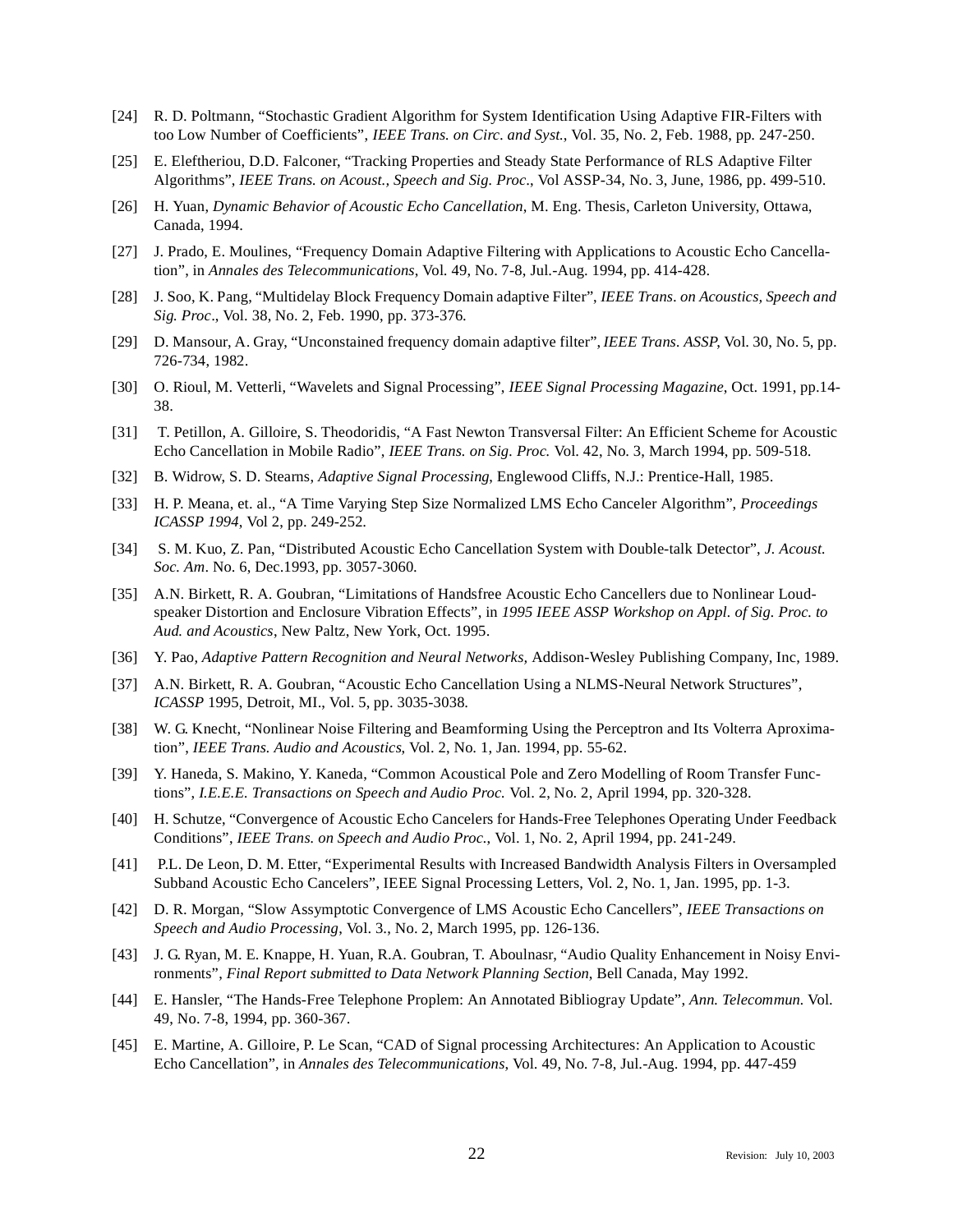[24] R. D. Poltmann, "Stochastic Gradient Algorithm for System Identification Using Adaptive FIR-Filters with too Low Number of Coefficients", *IEEE Trans. on Circ. and Syst.*, Vol. 35, No. 2, Feb. 1988, pp. 247-250.

[25] E. Eleftheriou, D.D. Falconer, "Tracking Properties and Steady State Performance of RLS Adaptive Filter Algorithms", *IEEE Trans. on Acoust., Speech and Sig. Proc*., Vol ASSP-34, No. 3, June, 1986, pp. 499-510.

[26] H. Yuan, *Dynamic Behavior of Acoustic Echo Cancellation*, M. Eng. Thesis, Carleton University, Ottawa, Canada, 1994.

[27] J. Prado, E. Moulines, "Frequency Domain Adaptive Filtering with Applications to Acoustic Echo Cancellation", in *Annales des Telecommunications*, Vol. 49, No. 7-8, Jul.-Aug. 1994, pp. 414-428.

[28] J. Soo, K. Pang, "Multidelay Block Frequency Domain adaptive Filter", *IEEE Trans. on Acoustics, Speech and Sig. Proc*., Vol. 38, No. 2, Feb. 1990, pp. 373-376.

[29] D. Mansour, A. Gray, "Unconstained frequency domain adaptive filter", *IEEE Trans. ASSP*, Vol. 30, No. 5, pp. 726-734, 1982.

[30] O. Rioul, M. Vetterli, "Wavelets and Signal Processing", *IEEE Signal Processing Magazine*, Oct. 1991, pp.14-38.

[31] T. Petillon, A. Gilloire, S. Theodoridis, "A Fast Newton Transversal Filter: An Efficient Scheme for Acoustic Echo Cancellation in Mobile Radio", *IEEE Trans. on Sig. Proc.* Vol. 42, No. 3, March 1994, pp. 509-518.

[32] B. Widrow, S. D. Stearns, *Adaptive Signal Processing*, Englewood Cliffs, N.J.: Prentice-Hall, 1985.

[33] H. P. Meana, et. al., "A Time Varying Step Size Normalized LMS Echo Canceler Algorithm", *Proceedings ICASSP 1994*, Vol 2, pp. 249-252.

[34] S. M. Kuo, Z. Pan, "Distributed Acoustic Echo Cancellation System with Double-talk Detector", *J. Acoust. Soc. Am*. No. 6, Dec.1993, pp. 3057-3060.

[35] A.N. Birkett, R. A. Goubran, "Limitations of Handsfree Acoustic Echo Cancellers due to Nonlinear Loudspeaker Distortion and Enclosure Vibration Effects", in *1995 IEEE ASSP Workshop on Appl. of Sig. Proc. to Aud. and Acoustics*, New Paltz, New York, Oct. 1995.

[36] Y. Pao, *Adaptive Pattern Recognition and Neural Networks,* Addison-Wesley Publishing Company, Inc, 1989.

[37] A.N. Birkett, R. A. Goubran, "Acoustic Echo Cancellation Using a NLMS-Neural Network Structures", *ICASSP* 1995, Detroit, MI., Vol. 5, pp. 3035-3038.

[38] W. G. Knecht, "Nonlinear Noise Filtering and Beamforming Using the Perceptron and Its Volterra Aproximation", *IEEE Trans. Audio and Acoustics*, Vol. 2, No. 1, Jan. 1994, pp. 55-62.

[39] Y. Haneda, S. Makino, Y. Kaneda, "Common Acoustical Pole and Zero Modelling of Room Transfer Functions", *I.E.E.E. Transactions on Speech and Audio Proc.* Vol. 2, No. 2, April 1994, pp. 320-328.

[40] H. Schutze, "Convergence of Acoustic Echo Cancelers for Hands-Free Telephones Operating Under Feedback Conditions", *IEEE Trans. on Speech and Audio Proc.*, Vol. 1, No. 2, April 1994, pp. 241-249.

[41] P.L. De Leon, D. M. Etter, "Experimental Results with Increased Bandwidth Analysis Filters in Oversampled Subband Acoustic Echo Cancelers", IEEE Signal Processing Letters, Vol. 2, No. 1, Jan. 1995, pp. 1-3.

[42] D. R. Morgan, "Slow Assymptotic Convergence of LMS Acoustic Echo Cancellers", *IEEE Transactions on Speech and Audio Processing*, Vol. 3., No. 2, March 1995, pp. 126-136.

[43] J. G. Ryan, M. E. Knappe, H. Yuan, R.A. Goubran, T. Aboulnasr, "Audio Quality Enhancement in Noisy Environments", *Final Report submitted to Data Network Planning Section*, Bell Canada, May 1992.

[44] E. Hansler, "The Hands-Free Telephone Proplem: An Annotated Bibliogray Update", *Ann. Telecommun.* Vol. 49, No. 7-8, 1994, pp. 360-367.

[45] E. Martine, A. Gilloire, P. Le Scan, "CAD of Signal processing Architectures: An Application to Acoustic Echo Cancellation", in *Annales des Telecommunications*, Vol. 49, No. 7-8, Jul.-Aug. 1994, pp. 447-459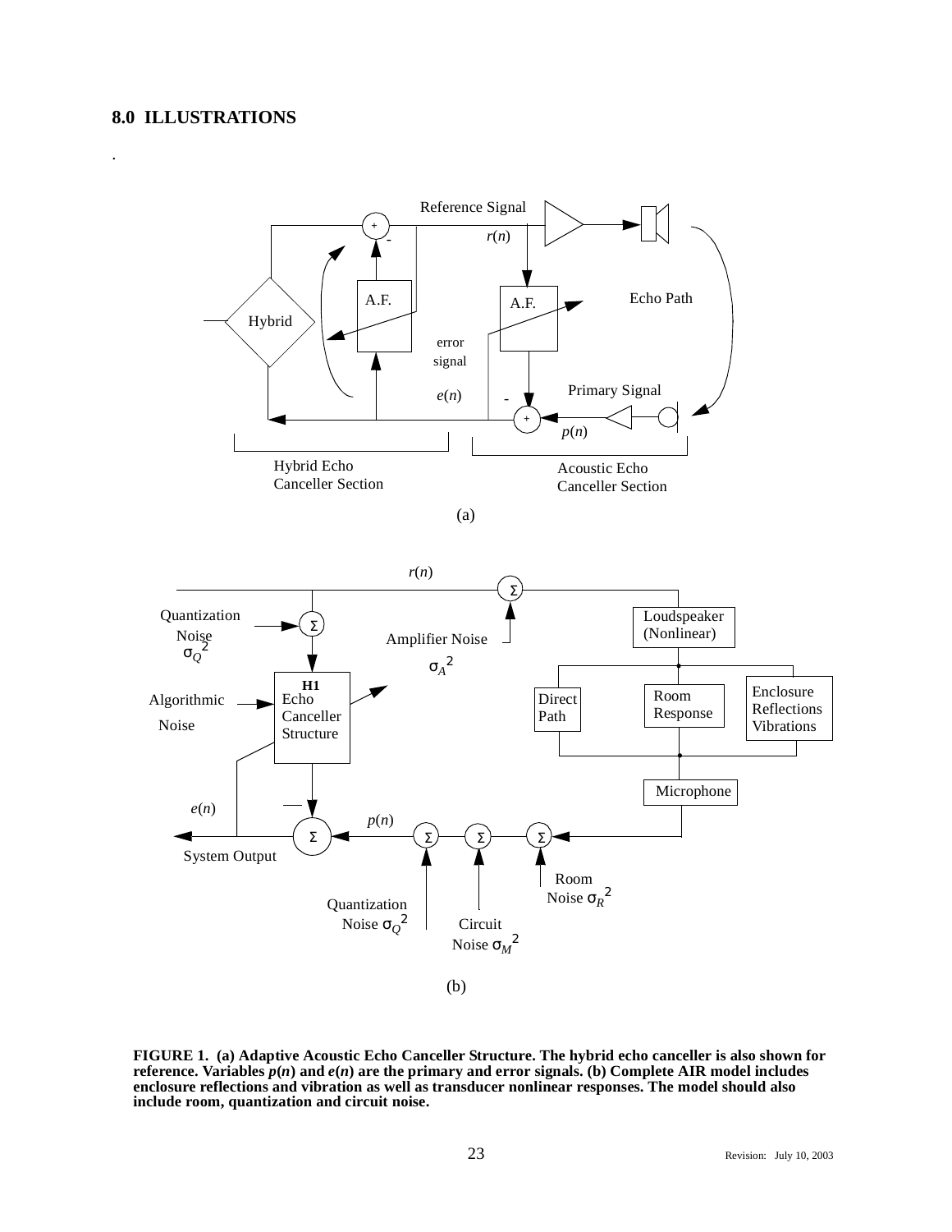## 8.0 ILLUSTRATIONS

.

**FIGURE 1. (a) Adaptive Acoustic Echo Canceller Structure. The hybrid echo canceller is also shown for reference. Variables *p*(*n*) and *e*(*n*) are the primary and error signals. (b) Complete AIR model includes enclosure reflections and vibration as well as transducer nonlinear responses. The model should also include room, quantization and circuit noise.**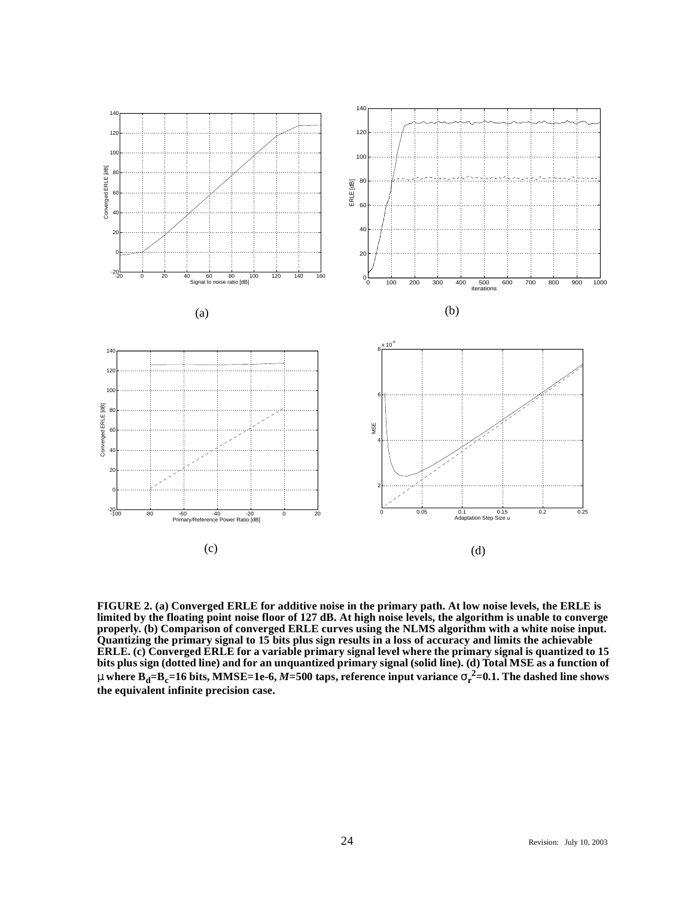(a)

(b)

(c)

(d)

**FIGURE 2. (a) Converged ERLE for additive noise in the primary path. At low noise levels, the ERLE is limited by the floating point noise floor of 127 dB. At high noise levels, the algorithm is unable to converge properly. (b) Comparison of converged ERLE curves using the NLMS algorithm with a white noise input. Quantizing the primary signal to 15 bits plus sign results in a loss of accuracy and limits the achievable ERLE. (c) Converged ERLE for a variable primary signal level where the primary signal is quantized to 15 bits plus sign (dotted line) and for an unquantized primary signal (solid line). (d) Total MSE as a function of $\mu$ where $B_d$=$B_c$=16 bits, MMSE=1e-6, $M$=500 taps, reference input variance $\sigma_r^2$=0.1. The dashed line shows the equivalent infinite precision case.**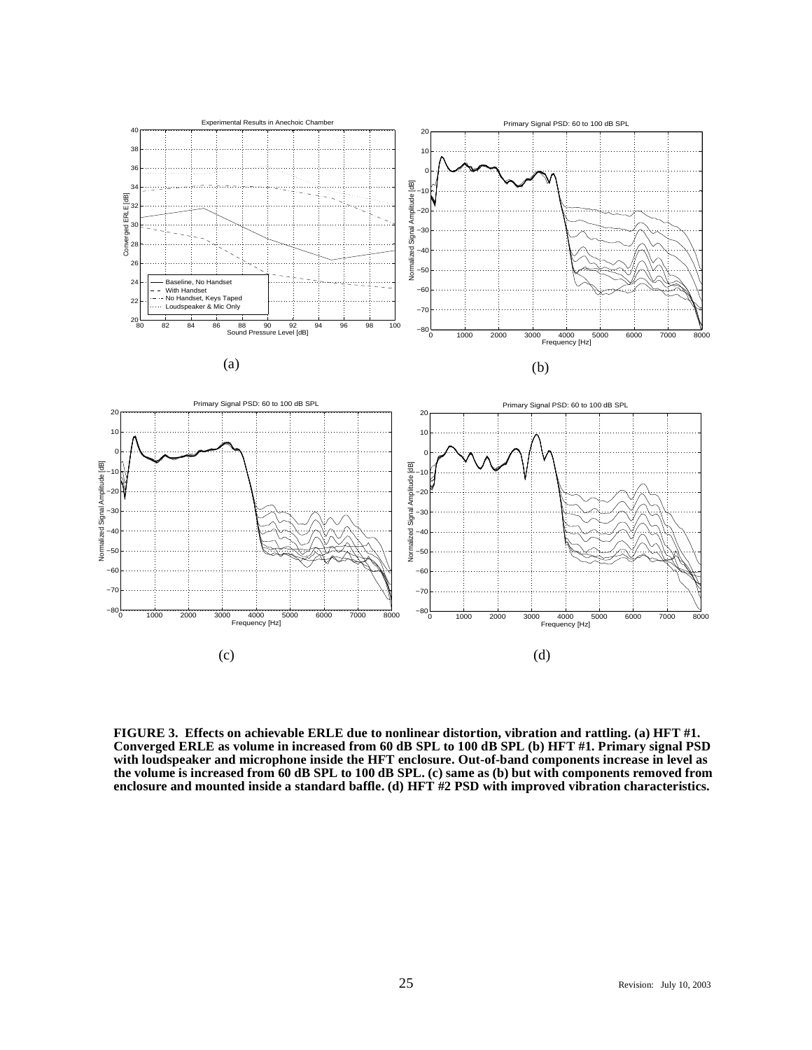**FIGURE 3. Effects on achievable ERLE due to nonlinear distortion, vibration and rattling. (a) HFT #1. Converged ERLE as volume in increased from 60 dB SPL to 100 dB SPL (b) HFT #1. Primary signal PSD with loudspeaker and microphone inside the HFT enclosure. Out-of-band components increase in level as the volume is increased from 60 dB SPL to 100 dB SPL. (c) same as (b) but with components removed from enclosure and mounted inside a standard baffle. (d) HFT #2 PSD with improved vibration characteristics.**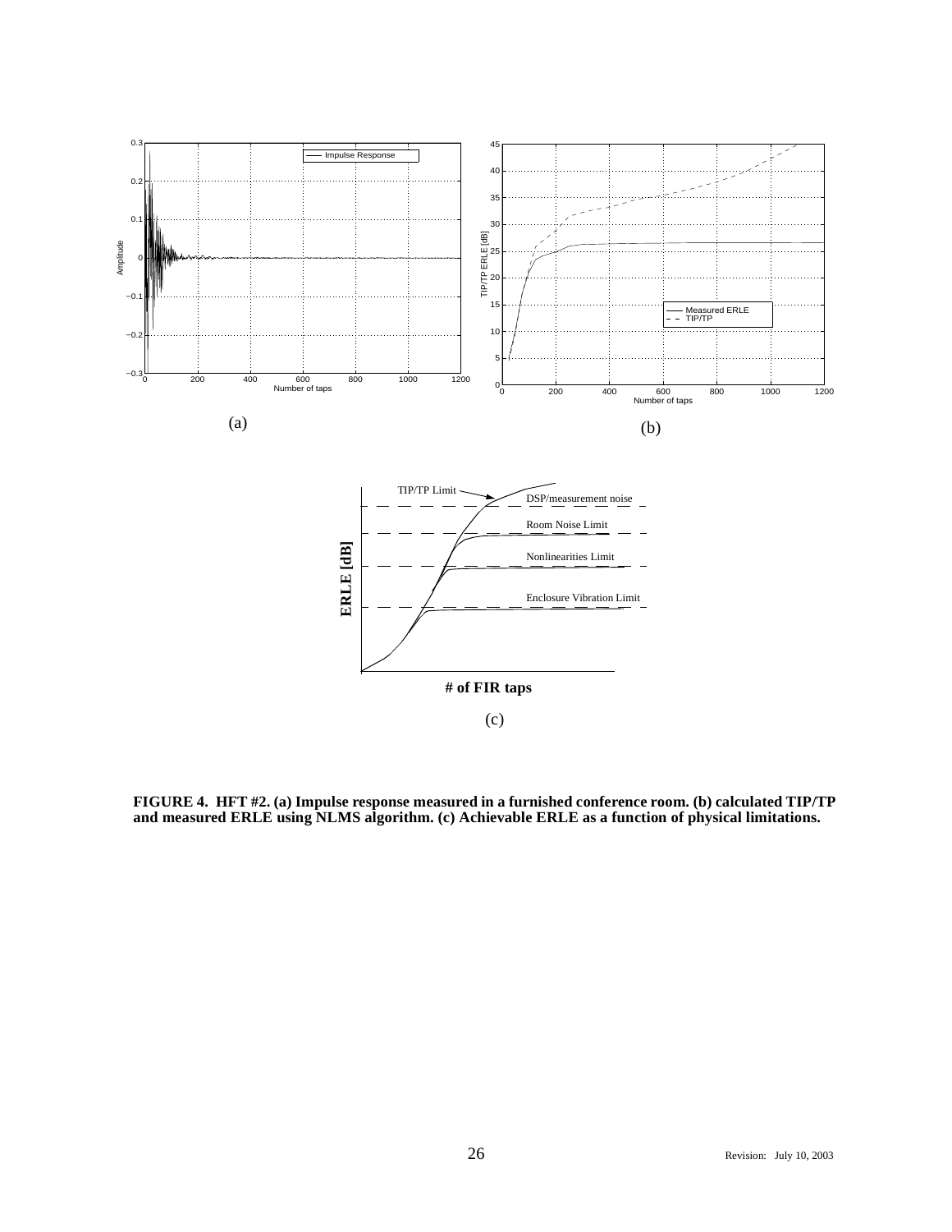**FIGURE 4. HFT #2. (a) Impulse response measured in a furnished conference room. (b) calculated TIP/TP and measured ERLE using NLMS algorithm. (c) Achievable ERLE as a function of physical limitations.**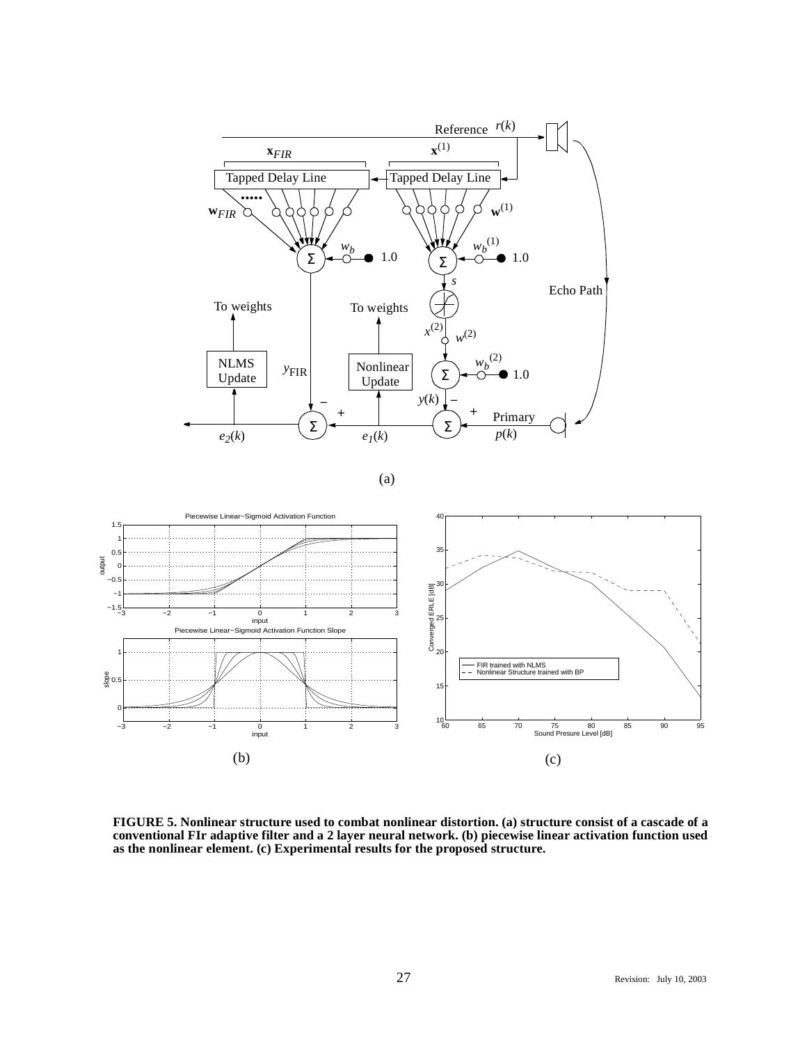**FIGURE 5. Nonlinear structure used to combat nonlinear distortion. (a) structure consist of a cascade of a conventional FIr adaptive filter and a 2 layer neural network. (b) piecewise linear activation function used as the nonlinear element. (c) Experimental results for the proposed structure.**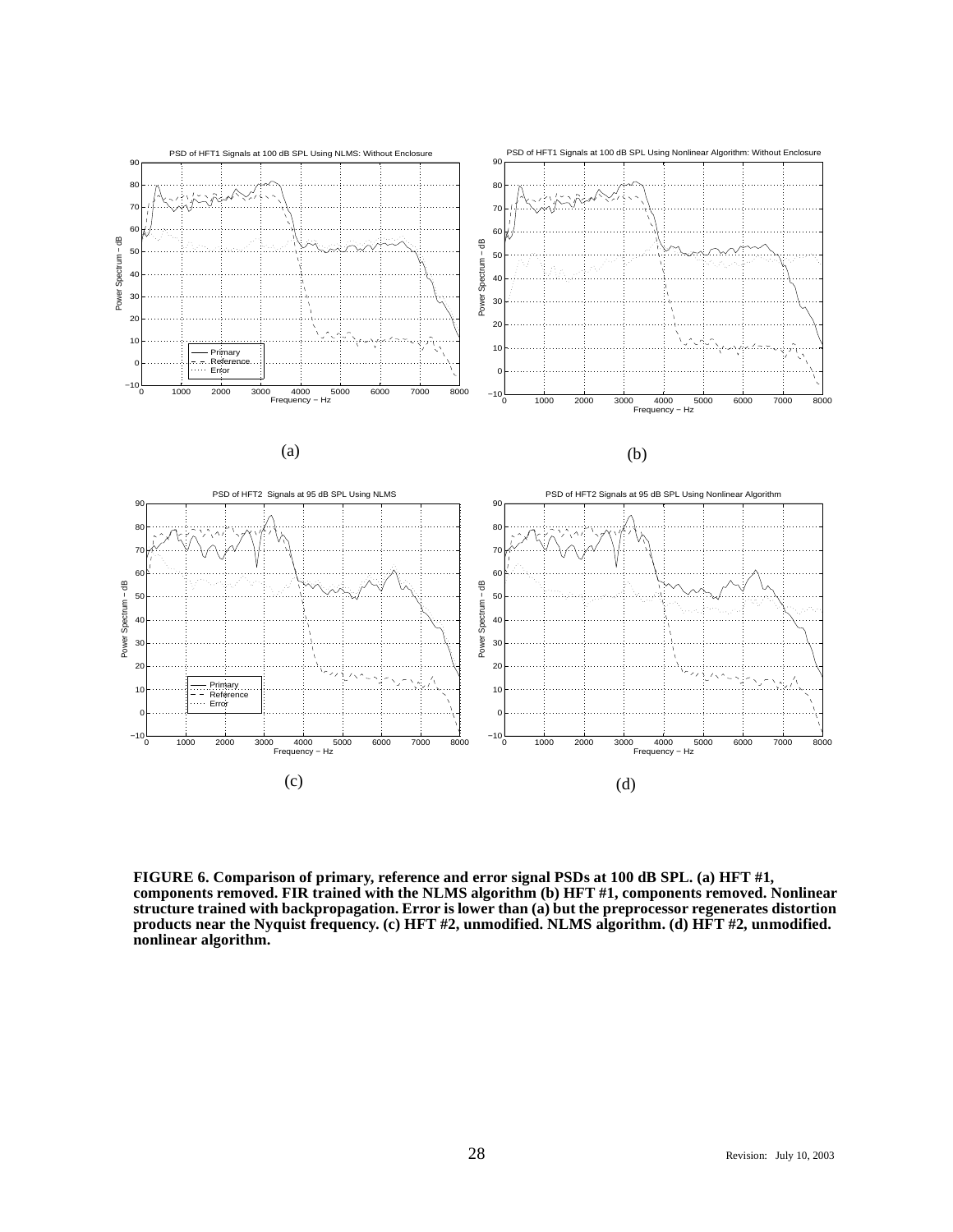PSD of HFT1 Signals at 100 dB SPL Using NLMS: Without Enclosure

Power Spectrum − dB

Frequency − Hz

Primary
Reference
Error

(a)

PSD of HFT1 Signals at 100 dB SPL Using Nonlinear Algorithm: Without Enclosure

Power Spectrum − dB

Frequency − Hz

(b)

PSD of HFT2 Signals at 95 dB SPL Using NLMS

Power Spectrum − dB

Frequency − Hz

Primary
Reference
Error

(c)

PSD of HFT2 Signals at 95 dB SPL Using Nonlinear Algorithm

Power Spectrum − dB

Frequency − Hz

(d)

**FIGURE 6. Comparison of primary, reference and error signal PSDs at 100 dB SPL. (a) HFT #1, components removed. FIR trained with the NLMS algorithm (b) HFT #1, components removed. Nonlinear structure trained with backpropagation. Error is lower than (a) but the preprocessor regenerates distortion products near the Nyquist frequency. (c) HFT #2, unmodified. NLMS algorithm. (d) HFT #2, unmodified. nonlinear algorithm.**